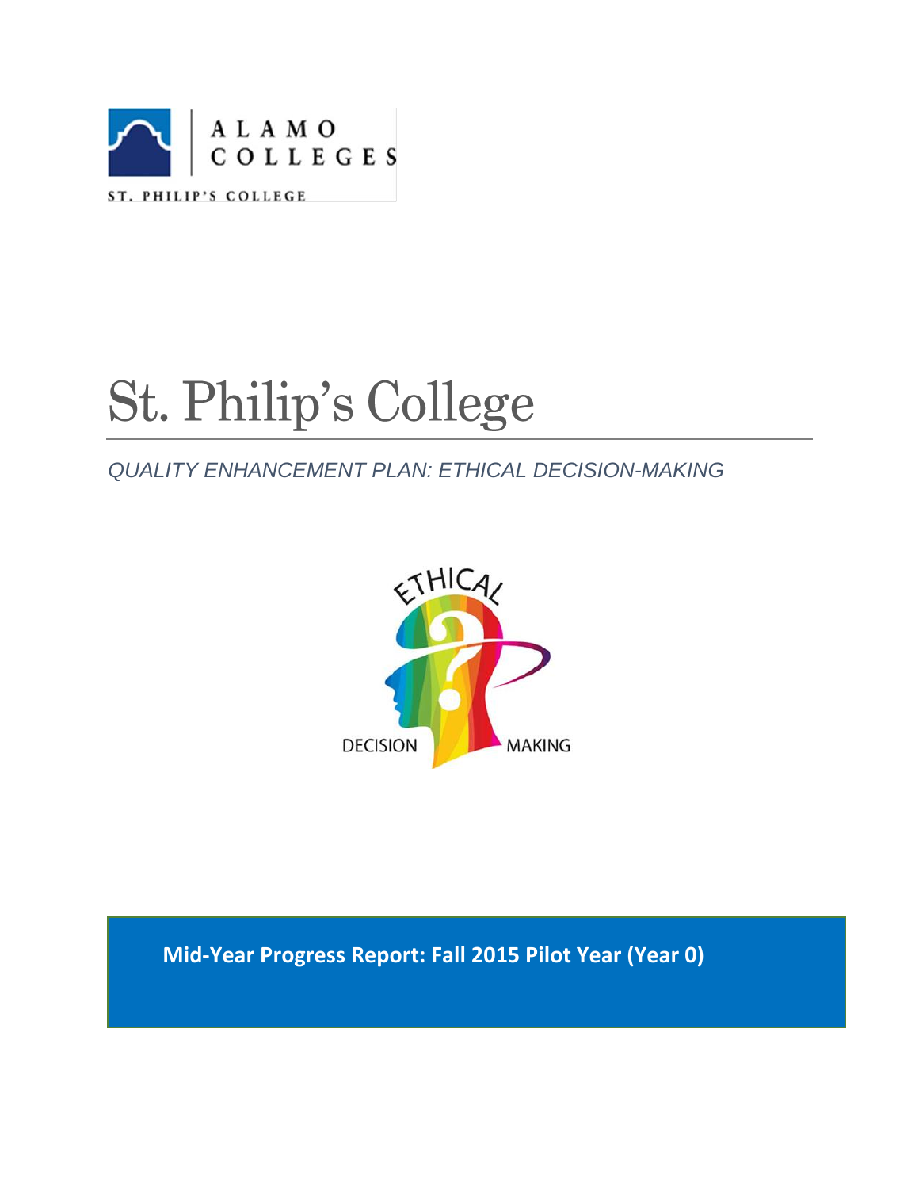ALAMO COLLEGES

ST. PHILIP'S COLLEGE

# St. Philip's College

*QUALITY ENHANCEMENT PLAN: ETHICAL DECISION-MAKING*

ETHICAL DECISION MAKING

**Mid-Year Progress Report: Fall 2015 Pilot Year (Year 0)**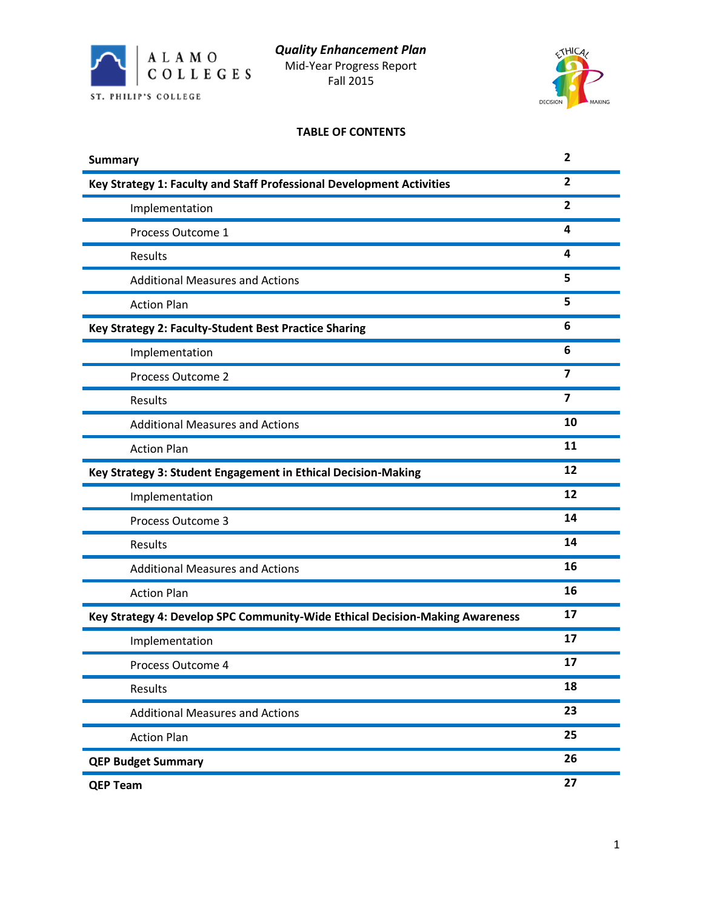**Quality Enhancement Plan**

Mid-Year Progress Report

Fall 2015

ALAMO COLLEGES

ST. PHILIP'S COLLEGE

## TABLE OF CONTENTS

| Section | Page |
|---|---|
| **Summary** | **2** |
| **Key Strategy 1: Faculty and Staff Professional Development Activities** | **2** |
| Implementation | **2** |
| Process Outcome 1 | **4** |
| Results | **4** |
| Additional Measures and Actions | **5** |
| Action Plan | **5** |
| **Key Strategy 2: Faculty-Student Best Practice Sharing** | **6** |
| Implementation | **6** |
| Process Outcome 2 | **7** |
| Results | **7** |
| Additional Measures and Actions | **10** |
| Action Plan | **11** |
| **Key Strategy 3: Student Engagement in Ethical Decision-Making** | **12** |
| Implementation | **12** |
| Process Outcome 3 | **14** |
| Results | **14** |
| Additional Measures and Actions | **16** |
| Action Plan | **16** |
| **Key Strategy 4: Develop SPC Community-Wide Ethical Decision-Making Awareness** | **17** |
| Implementation | **17** |
| Process Outcome 4 | **17** |
| Results | **18** |
| Additional Measures and Actions | **23** |
| Action Plan | **25** |
| **QEP Budget Summary** | **26** |
| **QEP Team** | **27** |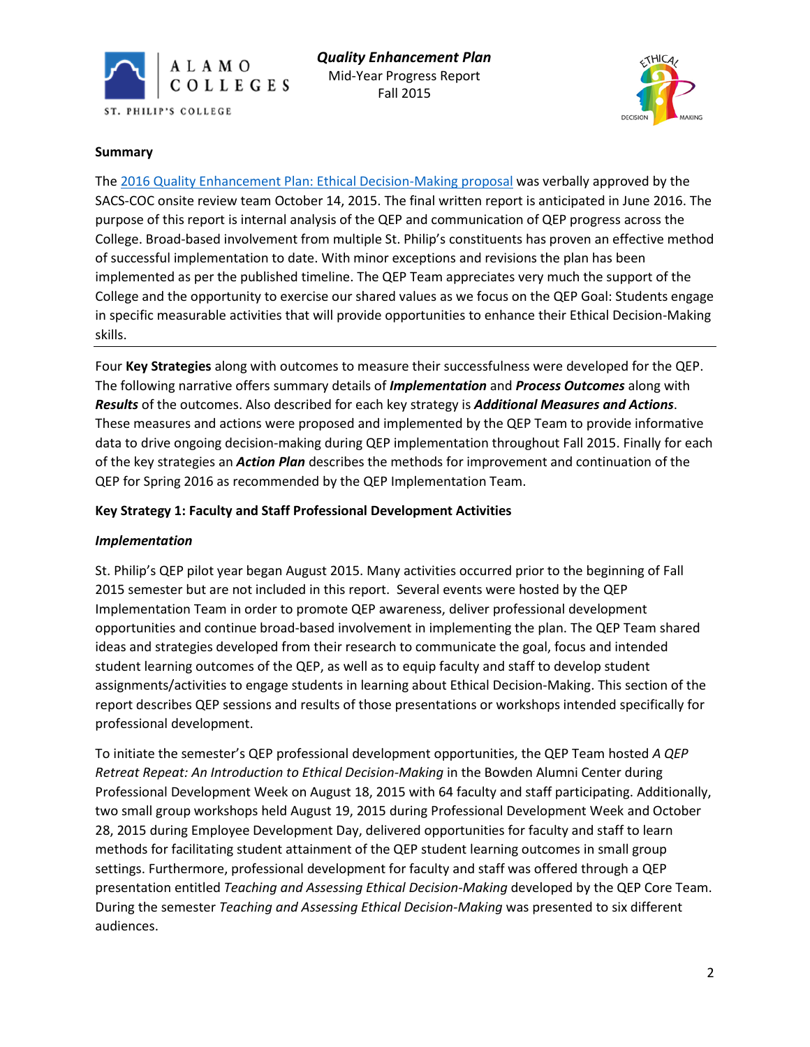**Quality Enhancement Plan**
Mid-Year Progress Report
Fall 2015

**Summary**

The 2016 Quality Enhancement Plan: Ethical Decision-Making proposal was verbally approved by the SACS-COC onsite review team October 14, 2015. The final written report is anticipated in June 2016. The purpose of this report is internal analysis of the QEP and communication of QEP progress across the College. Broad-based involvement from multiple St. Philip's constituents has proven an effective method of successful implementation to date. With minor exceptions and revisions the plan has been implemented as per the published timeline. The QEP Team appreciates very much the support of the College and the opportunity to exercise our shared values as we focus on the QEP Goal: Students engage in specific measurable activities that will provide opportunities to enhance their Ethical Decision-Making skills.

---

Four **Key Strategies** along with outcomes to measure their successfulness were developed for the QEP. The following narrative offers summary details of ***Implementation*** and ***Process Outcomes*** along with ***Results*** of the outcomes. Also described for each key strategy is ***Additional Measures and Actions***. These measures and actions were proposed and implemented by the QEP Team to provide informative data to drive ongoing decision-making during QEP implementation throughout Fall 2015. Finally for each of the key strategies an ***Action Plan*** describes the methods for improvement and continuation of the QEP for Spring 2016 as recommended by the QEP Implementation Team.

**Key Strategy 1: Faculty and Staff Professional Development Activities**

***Implementation***

St. Philip's QEP pilot year began August 2015. Many activities occurred prior to the beginning of Fall 2015 semester but are not included in this report. Several events were hosted by the QEP Implementation Team in order to promote QEP awareness, deliver professional development opportunities and continue broad-based involvement in implementing the plan. The QEP Team shared ideas and strategies developed from their research to communicate the goal, focus and intended student learning outcomes of the QEP, as well as to equip faculty and staff to develop student assignments/activities to engage students in learning about Ethical Decision-Making. This section of the report describes QEP sessions and results of those presentations or workshops intended specifically for professional development.

To initiate the semester's QEP professional development opportunities, the QEP Team hosted *A QEP Retreat Repeat: An Introduction to Ethical Decision-Making* in the Bowden Alumni Center during Professional Development Week on August 18, 2015 with 64 faculty and staff participating. Additionally, two small group workshops held August 19, 2015 during Professional Development Week and October 28, 2015 during Employee Development Day, delivered opportunities for faculty and staff to learn methods for facilitating student attainment of the QEP student learning outcomes in small group settings. Furthermore, professional development for faculty and staff was offered through a QEP presentation entitled *Teaching and Assessing Ethical Decision-Making* developed by the QEP Core Team. During the semester *Teaching and Assessing Ethical Decision-Making* was presented to six different audiences.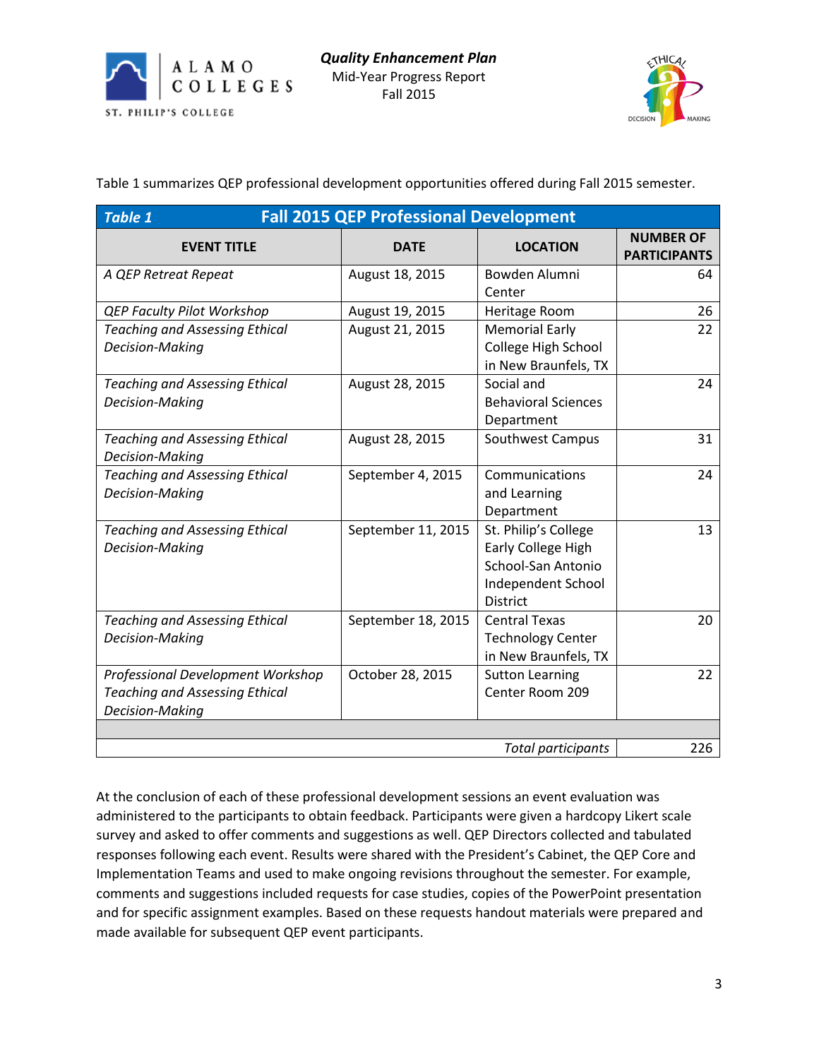Table 1 summarizes QEP professional development opportunities offered during Fall 2015 semester.

**Table 1 — Fall 2015 QEP Professional Development**

| EVENT TITLE | DATE | LOCATION | NUMBER OF PARTICIPANTS |
|---|---|---|---|
| *A QEP Retreat Repeat* | August 18, 2015 | Bowden Alumni Center | 64 |
| *QEP Faculty Pilot Workshop* | August 19, 2015 | Heritage Room | 26 |
| *Teaching and Assessing Ethical Decision-Making* | August 21, 2015 | Memorial Early College High School in New Braunfels, TX | 22 |
| *Teaching and Assessing Ethical Decision-Making* | August 28, 2015 | Social and Behavioral Sciences Department | 24 |
| *Teaching and Assessing Ethical Decision-Making* | August 28, 2015 | Southwest Campus | 31 |
| *Teaching and Assessing Ethical Decision-Making* | September 4, 2015 | Communications and Learning Department | 24 |
| *Teaching and Assessing Ethical Decision-Making* | September 11, 2015 | St. Philip's College Early College High School-San Antonio Independent School District | 13 |
| *Teaching and Assessing Ethical Decision-Making* | September 18, 2015 | Central Texas Technology Center in New Braunfels, TX | 20 |
| *Professional Development Workshop Teaching and Assessing Ethical Decision-Making* | October 28, 2015 | Sutton Learning Center Room 209 | 22 |
| | | | |
| | | *Total participants* | 226 |

At the conclusion of each of these professional development sessions an event evaluation was administered to the participants to obtain feedback. Participants were given a hardcopy Likert scale survey and asked to offer comments and suggestions as well. QEP Directors collected and tabulated responses following each event. Results were shared with the President's Cabinet, the QEP Core and Implementation Teams and used to make ongoing revisions throughout the semester. For example, comments and suggestions included requests for case studies, copies of the PowerPoint presentation and for specific assignment examples. Based on these requests handout materials were prepared and made available for subsequent QEP event participants.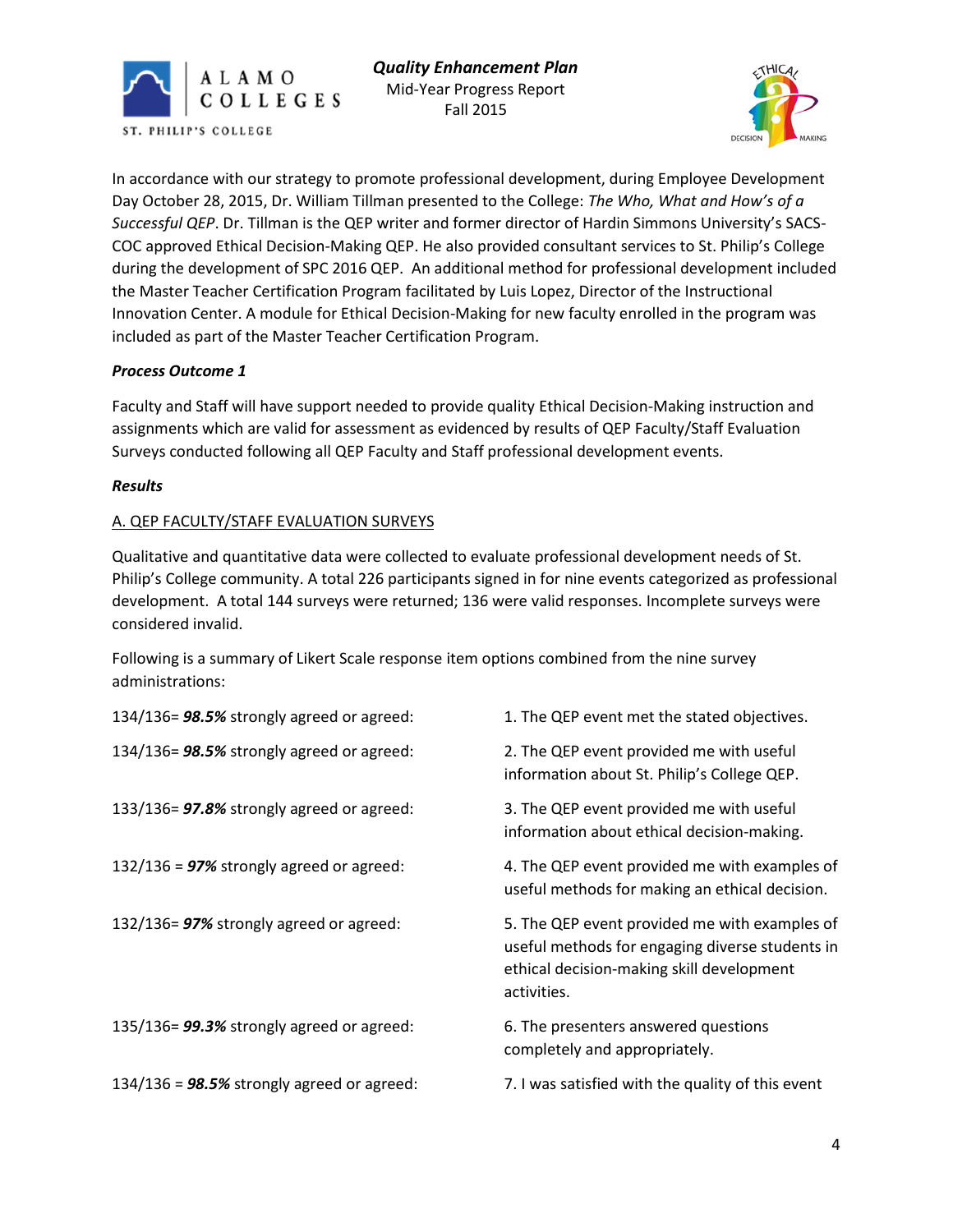In accordance with our strategy to promote professional development, during Employee Development Day October 28, 2015, Dr. William Tillman presented to the College: *The Who, What and How's of a Successful QEP*. Dr. Tillman is the QEP writer and former director of Hardin Simmons University's SACS-COC approved Ethical Decision-Making QEP. He also provided consultant services to St. Philip's College during the development of SPC 2016 QEP. An additional method for professional development included the Master Teacher Certification Program facilitated by Luis Lopez, Director of the Instructional Innovation Center. A module for Ethical Decision-Making for new faculty enrolled in the program was included as part of the Master Teacher Certification Program.

***Process Outcome 1***

Faculty and Staff will have support needed to provide quality Ethical Decision-Making instruction and assignments which are valid for assessment as evidenced by results of QEP Faculty/Staff Evaluation Surveys conducted following all QEP Faculty and Staff professional development events.

***Results***

A. QEP FACULTY/STAFF EVALUATION SURVEYS

Qualitative and quantitative data were collected to evaluate professional development needs of St. Philip's College community. A total 226 participants signed in for nine events categorized as professional development. A total 144 surveys were returned; 136 were valid responses. Incomplete surveys were considered invalid.

Following is a summary of Likert Scale response item options combined from the nine survey administrations:

| | |
|---|---|
| 134/136= ***98.5%*** strongly agreed or agreed: | 1. The QEP event met the stated objectives. |
| 134/136= ***98.5%*** strongly agreed or agreed: | 2. The QEP event provided me with useful information about St. Philip's College QEP. |
| 133/136= ***97.8%*** strongly agreed or agreed: | 3. The QEP event provided me with useful information about ethical decision-making. |
| 132/136 = ***97%*** strongly agreed or agreed: | 4. The QEP event provided me with examples of useful methods for making an ethical decision. |
| 132/136= ***97%*** strongly agreed or agreed: | 5. The QEP event provided me with examples of useful methods for engaging diverse students in ethical decision-making skill development activities. |
| 135/136= ***99.3%*** strongly agreed or agreed: | 6. The presenters answered questions completely and appropriately. |
| 134/136 = ***98.5%*** strongly agreed or agreed: | 7. I was satisfied with the quality of this event |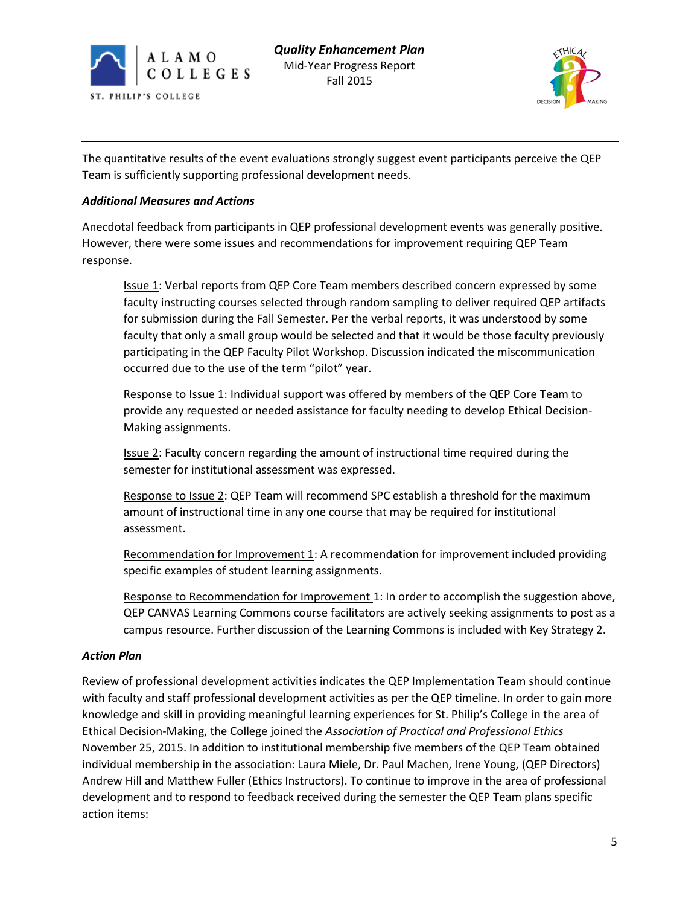The quantitative results of the event evaluations strongly suggest event participants perceive the QEP Team is sufficiently supporting professional development needs.

***Additional Measures and Actions***

Anecdotal feedback from participants in QEP professional development events was generally positive. However, there were some issues and recommendations for improvement requiring QEP Team response.

> Issue 1: Verbal reports from QEP Core Team members described concern expressed by some faculty instructing courses selected through random sampling to deliver required QEP artifacts for submission during the Fall Semester. Per the verbal reports, it was understood by some faculty that only a small group would be selected and that it would be those faculty previously participating in the QEP Faculty Pilot Workshop. Discussion indicated the miscommunication occurred due to the use of the term "pilot" year.
>
> Response to Issue 1: Individual support was offered by members of the QEP Core Team to provide any requested or needed assistance for faculty needing to develop Ethical Decision-Making assignments.
>
> Issue 2: Faculty concern regarding the amount of instructional time required during the semester for institutional assessment was expressed.
>
> Response to Issue 2: QEP Team will recommend SPC establish a threshold for the maximum amount of instructional time in any one course that may be required for institutional assessment.
>
> Recommendation for Improvement 1: A recommendation for improvement included providing specific examples of student learning assignments.
>
> Response to Recommendation for Improvement 1: In order to accomplish the suggestion above, QEP CANVAS Learning Commons course facilitators are actively seeking assignments to post as a campus resource. Further discussion of the Learning Commons is included with Key Strategy 2.

***Action Plan***

Review of professional development activities indicates the QEP Implementation Team should continue with faculty and staff professional development activities as per the QEP timeline. In order to gain more knowledge and skill in providing meaningful learning experiences for St. Philip's College in the area of Ethical Decision-Making, the College joined the *Association of Practical and Professional Ethics* November 25, 2015. In addition to institutional membership five members of the QEP Team obtained individual membership in the association: Laura Miele, Dr. Paul Machen, Irene Young, (QEP Directors) Andrew Hill and Matthew Fuller (Ethics Instructors). To continue to improve in the area of professional development and to respond to feedback received during the semester the QEP Team plans specific action items: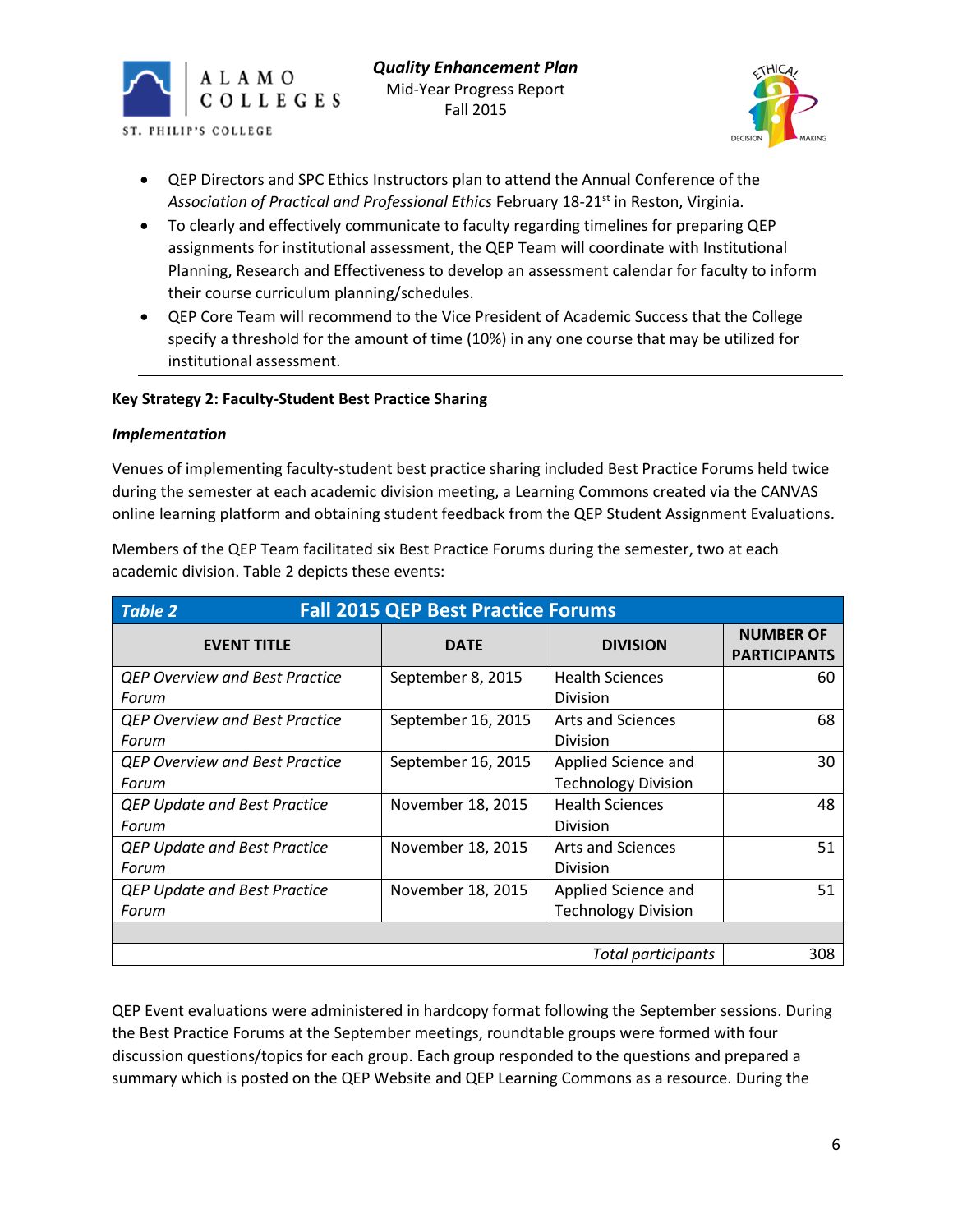- QEP Directors and SPC Ethics Instructors plan to attend the Annual Conference of the *Association of Practical and Professional Ethics* February 18-21st in Reston, Virginia.
- To clearly and effectively communicate to faculty regarding timelines for preparing QEP assignments for institutional assessment, the QEP Team will coordinate with Institutional Planning, Research and Effectiveness to develop an assessment calendar for faculty to inform their course curriculum planning/schedules.
- QEP Core Team will recommend to the Vice President of Academic Success that the College specify a threshold for the amount of time (10%) in any one course that may be utilized for institutional assessment.

**Key Strategy 2: Faculty-Student Best Practice Sharing**

***Implementation***

Venues of implementing faculty-student best practice sharing included Best Practice Forums held twice during the semester at each academic division meeting, a Learning Commons created via the CANVAS online learning platform and obtaining student feedback from the QEP Student Assignment Evaluations.

Members of the QEP Team facilitated six Best Practice Forums during the semester, two at each academic division. Table 2 depicts these events:

***Table 2*** **Fall 2015 QEP Best Practice Forums**

| EVENT TITLE | DATE | DIVISION | NUMBER OF PARTICIPANTS |
|---|---|---|---|
| *QEP Overview and Best Practice Forum* | September 8, 2015 | Health Sciences Division | 60 |
| *QEP Overview and Best Practice Forum* | September 16, 2015 | Arts and Sciences Division | 68 |
| *QEP Overview and Best Practice Forum* | September 16, 2015 | Applied Science and Technology Division | 30 |
| *QEP Update and Best Practice Forum* | November 18, 2015 | Health Sciences Division | 48 |
| *QEP Update and Best Practice Forum* | November 18, 2015 | Arts and Sciences Division | 51 |
| *QEP Update and Best Practice Forum* | November 18, 2015 | Applied Science and Technology Division | 51 |
| | | | |
| | | *Total participants* | 308 |

QEP Event evaluations were administered in hardcopy format following the September sessions. During the Best Practice Forums at the September meetings, roundtable groups were formed with four discussion questions/topics for each group. Each group responded to the questions and prepared a summary which is posted on the QEP Website and QEP Learning Commons as a resource. During the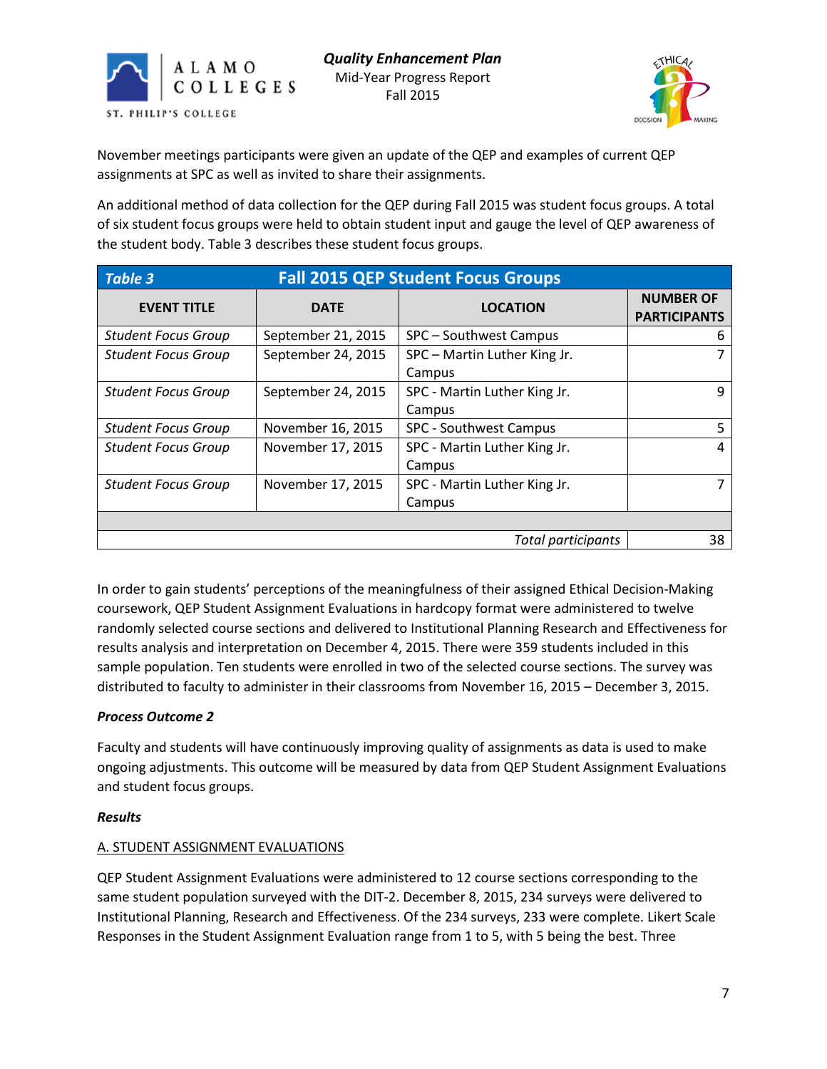November meetings participants were given an update of the QEP and examples of current QEP assignments at SPC as well as invited to share their assignments.

An additional method of data collection for the QEP during Fall 2015 was student focus groups. A total of six student focus groups were held to obtain student input and gauge the level of QEP awareness of the student body. Table 3 describes these student focus groups.

| *Table 3* | **Fall 2015 QEP Student Focus Groups** | | |
|---|---|---|---|
| **EVENT TITLE** | **DATE** | **LOCATION** | **NUMBER OF PARTICIPANTS** |
| *Student Focus Group* | September 21, 2015 | SPC – Southwest Campus | 6 |
| *Student Focus Group* | September 24, 2015 | SPC – Martin Luther King Jr. Campus | 7 |
| *Student Focus Group* | September 24, 2015 | SPC - Martin Luther King Jr. Campus | 9 |
| *Student Focus Group* | November 16, 2015 | SPC - Southwest Campus | 5 |
| *Student Focus Group* | November 17, 2015 | SPC - Martin Luther King Jr. Campus | 4 |
| *Student Focus Group* | November 17, 2015 | SPC - Martin Luther King Jr. Campus | 7 |
| | | | |
| | | *Total participants* | 38 |

In order to gain students' perceptions of the meaningfulness of their assigned Ethical Decision-Making coursework, QEP Student Assignment Evaluations in hardcopy format were administered to twelve randomly selected course sections and delivered to Institutional Planning Research and Effectiveness for results analysis and interpretation on December 4, 2015. There were 359 students included in this sample population. Ten students were enrolled in two of the selected course sections. The survey was distributed to faculty to administer in their classrooms from November 16, 2015 – December 3, 2015.

***Process Outcome 2***

Faculty and students will have continuously improving quality of assignments as data is used to make ongoing adjustments. This outcome will be measured by data from QEP Student Assignment Evaluations and student focus groups.

***Results***

A. STUDENT ASSIGNMENT EVALUATIONS

QEP Student Assignment Evaluations were administered to 12 course sections corresponding to the same student population surveyed with the DIT-2. December 8, 2015, 234 surveys were delivered to Institutional Planning, Research and Effectiveness. Of the 234 surveys, 233 were complete. Likert Scale Responses in the Student Assignment Evaluation range from 1 to 5, with 5 being the best. Three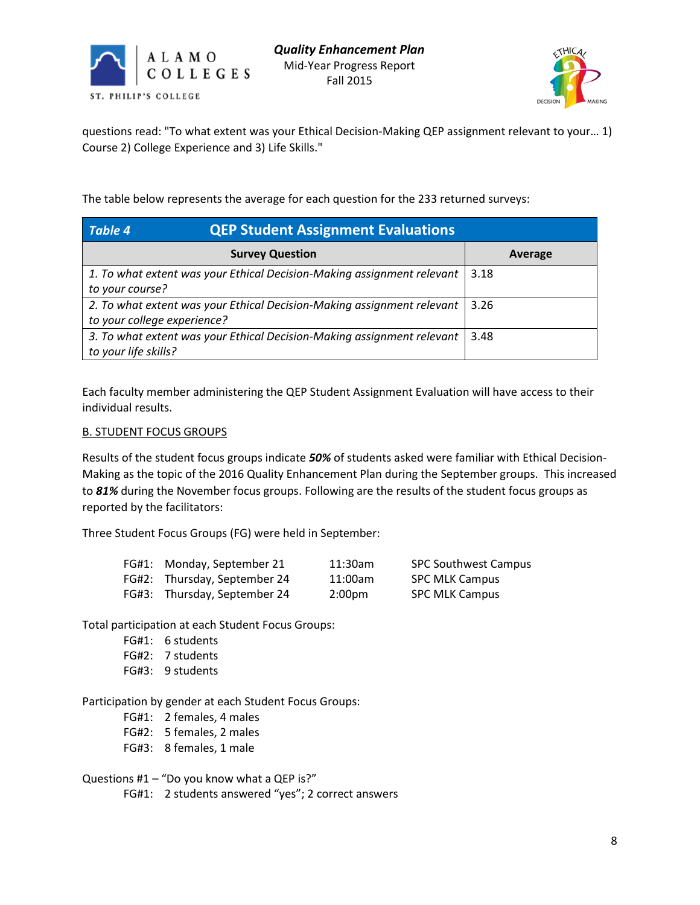questions read: "To what extent was your Ethical Decision-Making QEP assignment relevant to your… 1) Course 2) College Experience and 3) Life Skills."

The table below represents the average for each question for the 233 returned surveys:

**Table 4 — QEP Student Assignment Evaluations**

| Survey Question | Average |
|---|---|
| *1. To what extent was your Ethical Decision-Making assignment relevant to your course?* | 3.18 |
| *2. To what extent was your Ethical Decision-Making assignment relevant to your college experience?* | 3.26 |
| *3. To what extent was your Ethical Decision-Making assignment relevant to your life skills?* | 3.48 |

Each faculty member administering the QEP Student Assignment Evaluation will have access to their individual results.

B. STUDENT FOCUS GROUPS

Results of the student focus groups indicate ***50%*** of students asked were familiar with Ethical Decision-Making as the topic of the 2016 Quality Enhancement Plan during the September groups. This increased to ***81%*** during the November focus groups. Following are the results of the student focus groups as reported by the facilitators:

Three Student Focus Groups (FG) were held in September:

| | | | |
|---|---|---|---|
| FG#1: | Monday, September 21 | 11:30am | SPC Southwest Campus |
| FG#2: | Thursday, September 24 | 11:00am | SPC MLK Campus |
| FG#3: | Thursday, September 24 | 2:00pm | SPC MLK Campus |

Total participation at each Student Focus Groups:

- FG#1: 6 students
- FG#2: 7 students
- FG#3: 9 students

Participation by gender at each Student Focus Groups:

- FG#1: 2 females, 4 males
- FG#2: 5 females, 2 males
- FG#3: 8 females, 1 male

Questions #1 – "Do you know what a QEP is?"

- FG#1: 2 students answered "yes"; 2 correct answers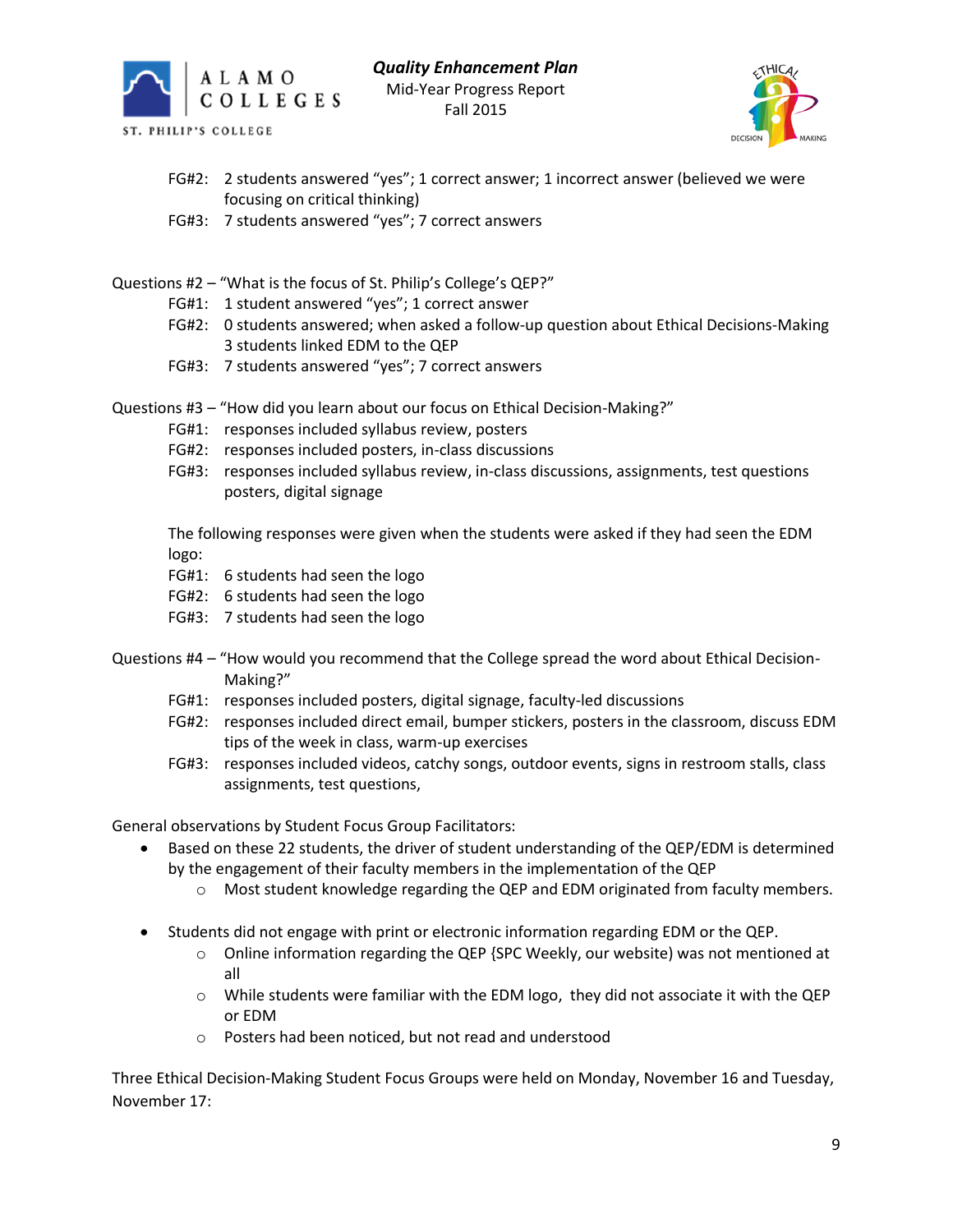FG#2: 2 students answered "yes"; 1 correct answer; 1 incorrect answer (believed we were focusing on critical thinking)
FG#3: 7 students answered "yes"; 7 correct answers

Questions #2 – "What is the focus of St. Philip's College's QEP?"
FG#1: 1 student answered "yes"; 1 correct answer
FG#2: 0 students answered; when asked a follow-up question about Ethical Decisions-Making 3 students linked EDM to the QEP
FG#3: 7 students answered "yes"; 7 correct answers

Questions #3 – "How did you learn about our focus on Ethical Decision-Making?"
FG#1: responses included syllabus review, posters
FG#2: responses included posters, in-class discussions
FG#3: responses included syllabus review, in-class discussions, assignments, test questions posters, digital signage

The following responses were given when the students were asked if they had seen the EDM logo:
FG#1: 6 students had seen the logo
FG#2: 6 students had seen the logo
FG#3: 7 students had seen the logo

Questions #4 – "How would you recommend that the College spread the word about Ethical Decision-Making?"
FG#1: responses included posters, digital signage, faculty-led discussions
FG#2: responses included direct email, bumper stickers, posters in the classroom, discuss EDM tips of the week in class, warm-up exercises
FG#3: responses included videos, catchy songs, outdoor events, signs in restroom stalls, class assignments, test questions,

General observations by Student Focus Group Facilitators:

- Based on these 22 students, the driver of student understanding of the QEP/EDM is determined by the engagement of their faculty members in the implementation of the QEP
  - Most student knowledge regarding the QEP and EDM originated from faculty members.

- Students did not engage with print or electronic information regarding EDM or the QEP.
  - Online information regarding the QEP {SPC Weekly, our website) was not mentioned at all
  - While students were familiar with the EDM logo, they did not associate it with the QEP or EDM
  - Posters had been noticed, but not read and understood

Three Ethical Decision-Making Student Focus Groups were held on Monday, November 16 and Tuesday, November 17: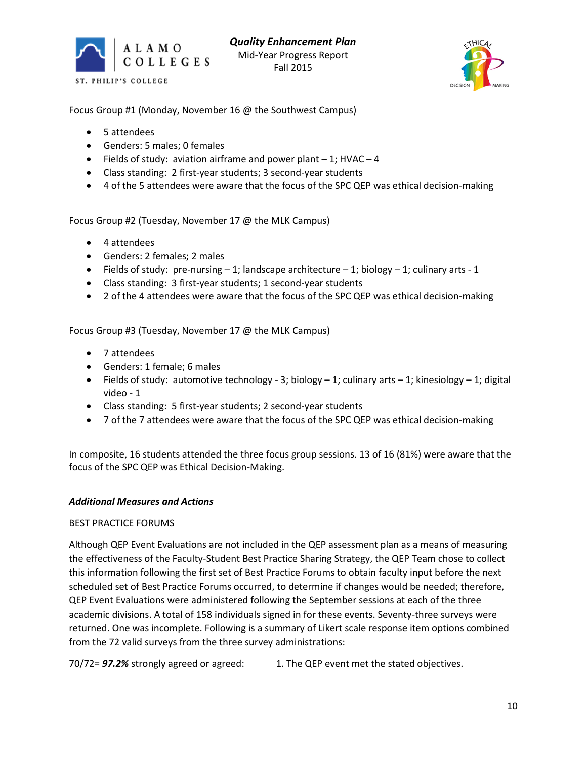Focus Group #1 (Monday, November 16 @ the Southwest Campus)

- 5 attendees
- Genders: 5 males; 0 females
- Fields of study: aviation airframe and power plant – 1; HVAC – 4
- Class standing: 2 first-year students; 3 second-year students
- 4 of the 5 attendees were aware that the focus of the SPC QEP was ethical decision-making

Focus Group #2 (Tuesday, November 17 @ the MLK Campus)

- 4 attendees
- Genders: 2 females; 2 males
- Fields of study: pre-nursing – 1; landscape architecture – 1; biology – 1; culinary arts - 1
- Class standing: 3 first-year students; 1 second-year student
- 2 of the 4 attendees were aware that the focus of the SPC QEP was ethical decision-making

Focus Group #3 (Tuesday, November 17 @ the MLK Campus)

- 7 attendees
- Genders: 1 female; 6 males
- Fields of study: automotive technology - 3; biology – 1; culinary arts – 1; kinesiology – 1; digital video - 1
- Class standing: 5 first-year students; 2 second-year students
- 7 of the 7 attendees were aware that the focus of the SPC QEP was ethical decision-making

In composite, 16 students attended the three focus group sessions. 13 of 16 (81%) were aware that the focus of the SPC QEP was Ethical Decision-Making.

### ***Additional Measures and Actions***

<u>BEST PRACTICE FORUMS</u>

Although QEP Event Evaluations are not included in the QEP assessment plan as a means of measuring the effectiveness of the Faculty-Student Best Practice Sharing Strategy, the QEP Team chose to collect this information following the first set of Best Practice Forums to obtain faculty input before the next scheduled set of Best Practice Forums occurred, to determine if changes would be needed; therefore, QEP Event Evaluations were administered following the September sessions at each of the three academic divisions. A total of 158 individuals signed in for these events. Seventy-three surveys were returned. One was incomplete. Following is a summary of Likert scale response item options combined from the 72 valid surveys from the three survey administrations:

70/72= ***97.2%*** strongly agreed or agreed: 1. The QEP event met the stated objectives.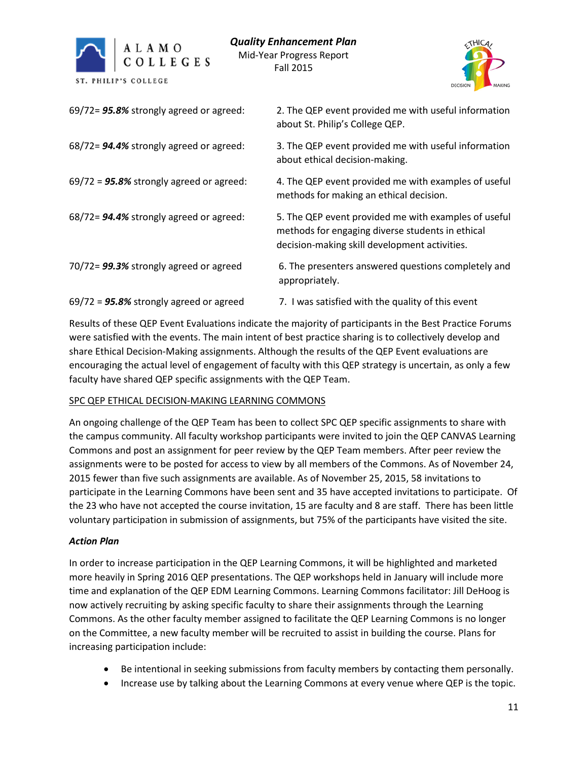| | |
|---|---|
| 69/72= ***95.8%*** strongly agreed or agreed: | 2. The QEP event provided me with useful information about St. Philip's College QEP. |
| 68/72= ***94.4%*** strongly agreed or agreed: | 3. The QEP event provided me with useful information about ethical decision-making. |
| 69/72 = ***95.8%*** strongly agreed or agreed: | 4. The QEP event provided me with examples of useful methods for making an ethical decision. |
| 68/72= ***94.4%*** strongly agreed or agreed: | 5. The QEP event provided me with examples of useful methods for engaging diverse students in ethical decision-making skill development activities. |
| 70/72= ***99.3%*** strongly agreed or agreed | 6. The presenters answered questions completely and appropriately. |
| 69/72 = ***95.8%*** strongly agreed or agreed | 7. I was satisfied with the quality of this event |

Results of these QEP Event Evaluations indicate the majority of participants in the Best Practice Forums were satisfied with the events. The main intent of best practice sharing is to collectively develop and share Ethical Decision-Making assignments. Although the results of the QEP Event evaluations are encouraging the actual level of engagement of faculty with this QEP strategy is uncertain, as only a few faculty have shared QEP specific assignments with the QEP Team.

<u>SPC QEP ETHICAL DECISION-MAKING LEARNING COMMONS</u>

An ongoing challenge of the QEP Team has been to collect SPC QEP specific assignments to share with the campus community. All faculty workshop participants were invited to join the QEP CANVAS Learning Commons and post an assignment for peer review by the QEP Team members. After peer review the assignments were to be posted for access to view by all members of the Commons. As of November 24, 2015 fewer than five such assignments are available. As of November 25, 2015, 58 invitations to participate in the Learning Commons have been sent and 35 have accepted invitations to participate. Of the 23 who have not accepted the course invitation, 15 are faculty and 8 are staff. There has been little voluntary participation in submission of assignments, but 75% of the participants have visited the site.

***Action Plan***

In order to increase participation in the QEP Learning Commons, it will be highlighted and marketed more heavily in Spring 2016 QEP presentations. The QEP workshops held in January will include more time and explanation of the QEP EDM Learning Commons. Learning Commons facilitator: Jill DeHoog is now actively recruiting by asking specific faculty to share their assignments through the Learning Commons. As the other faculty member assigned to facilitate the QEP Learning Commons is no longer on the Committee, a new faculty member will be recruited to assist in building the course. Plans for increasing participation include:

- Be intentional in seeking submissions from faculty members by contacting them personally.
- Increase use by talking about the Learning Commons at every venue where QEP is the topic.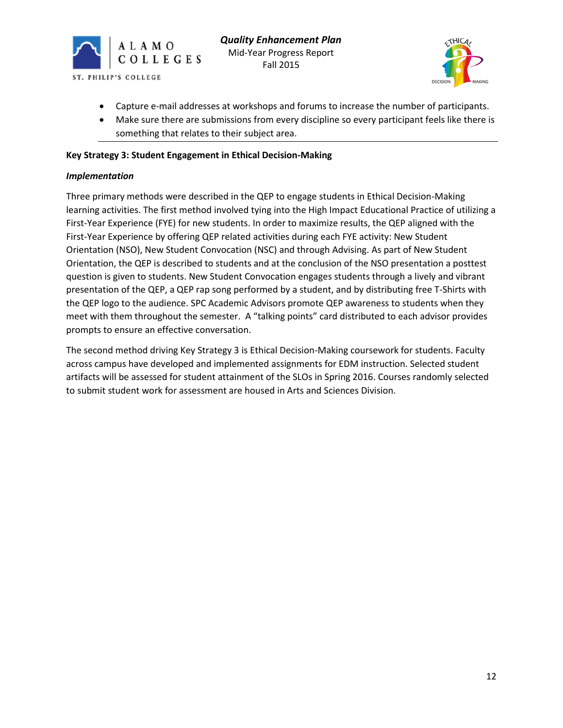- Capture e-mail addresses at workshops and forums to increase the number of participants.
- Make sure there are submissions from every discipline so every participant feels like there is something that relates to their subject area.

---

**Key Strategy 3: Student Engagement in Ethical Decision-Making**

***Implementation***

Three primary methods were described in the QEP to engage students in Ethical Decision-Making learning activities. The first method involved tying into the High Impact Educational Practice of utilizing a First-Year Experience (FYE) for new students. In order to maximize results, the QEP aligned with the First-Year Experience by offering QEP related activities during each FYE activity: New Student Orientation (NSO), New Student Convocation (NSC) and through Advising. As part of New Student Orientation, the QEP is described to students and at the conclusion of the NSO presentation a posttest question is given to students. New Student Convocation engages students through a lively and vibrant presentation of the QEP, a QEP rap song performed by a student, and by distributing free T-Shirts with the QEP logo to the audience. SPC Academic Advisors promote QEP awareness to students when they meet with them throughout the semester.  A "talking points" card distributed to each advisor provides prompts to ensure an effective conversation.

The second method driving Key Strategy 3 is Ethical Decision-Making coursework for students. Faculty across campus have developed and implemented assignments for EDM instruction. Selected student artifacts will be assessed for student attainment of the SLOs in Spring 2016. Courses randomly selected to submit student work for assessment are housed in Arts and Sciences Division.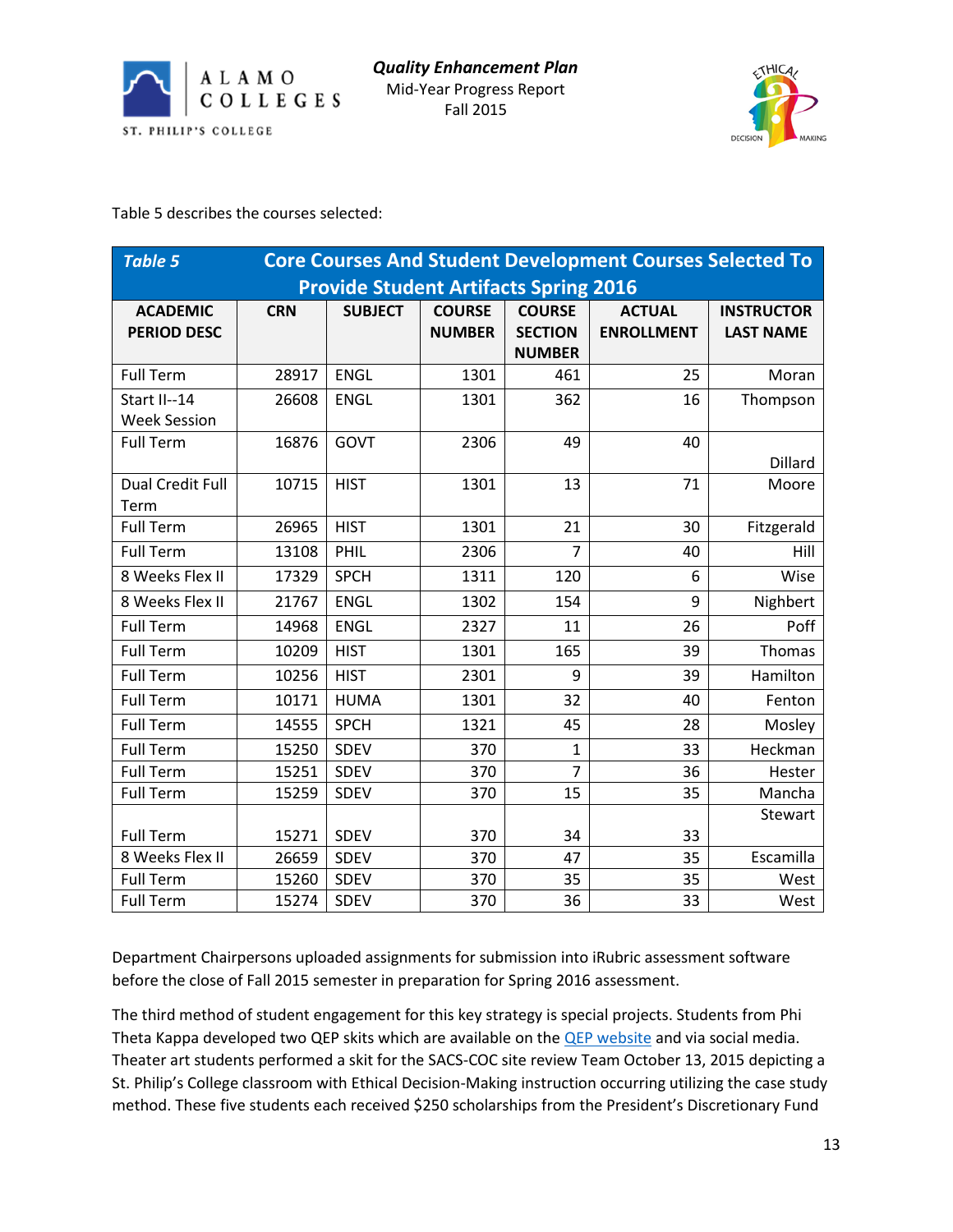Table 5 describes the courses selected:

| *Table 5* Core Courses And Student Development Courses Selected To Provide Student Artifacts Spring 2016 | | | | | | |
|---|---|---|---|---|---|---|
| **ACADEMIC PERIOD DESC** | **CRN** | **SUBJECT** | **COURSE NUMBER** | **COURSE SECTION NUMBER** | **ACTUAL ENROLLMENT** | **INSTRUCTOR LAST NAME** |
| Full Term | 28917 | ENGL | 1301 | 461 | 25 | Moran |
| Start II--14 Week Session | 26608 | ENGL | 1301 | 362 | 16 | Thompson |
| Full Term | 16876 | GOVT | 2306 | 49 | 40 | Dillard |
| Dual Credit Full Term | 10715 | HIST | 1301 | 13 | 71 | Moore |
| Full Term | 26965 | HIST | 1301 | 21 | 30 | Fitzgerald |
| Full Term | 13108 | PHIL | 2306 | 7 | 40 | Hill |
| 8 Weeks Flex II | 17329 | SPCH | 1311 | 120 | 6 | Wise |
| 8 Weeks Flex II | 21767 | ENGL | 1302 | 154 | 9 | Nighbert |
| Full Term | 14968 | ENGL | 2327 | 11 | 26 | Poff |
| Full Term | 10209 | HIST | 1301 | 165 | 39 | Thomas |
| Full Term | 10256 | HIST | 2301 | 9 | 39 | Hamilton |
| Full Term | 10171 | HUMA | 1301 | 32 | 40 | Fenton |
| Full Term | 14555 | SPCH | 1321 | 45 | 28 | Mosley |
| Full Term | 15250 | SDEV | 370 | 1 | 33 | Heckman |
| Full Term | 15251 | SDEV | 370 | 7 | 36 | Hester |
| Full Term | 15259 | SDEV | 370 | 15 | 35 | Mancha |
| Full Term | 15271 | SDEV | 370 | 34 | 33 | Stewart |
| 8 Weeks Flex II | 26659 | SDEV | 370 | 47 | 35 | Escamilla |
| Full Term | 15260 | SDEV | 370 | 35 | 35 | West |
| Full Term | 15274 | SDEV | 370 | 36 | 33 | West |

Department Chairpersons uploaded assignments for submission into iRubric assessment software before the close of Fall 2015 semester in preparation for Spring 2016 assessment.

The third method of student engagement for this key strategy is special projects. Students from Phi Theta Kappa developed two QEP skits which are available on the [QEP website](#) and via social media. Theater art students performed a skit for the SACS-COC site review Team October 13, 2015 depicting a St. Philip's College classroom with Ethical Decision-Making instruction occurring utilizing the case study method. These five students each received $250 scholarships from the President's Discretionary Fund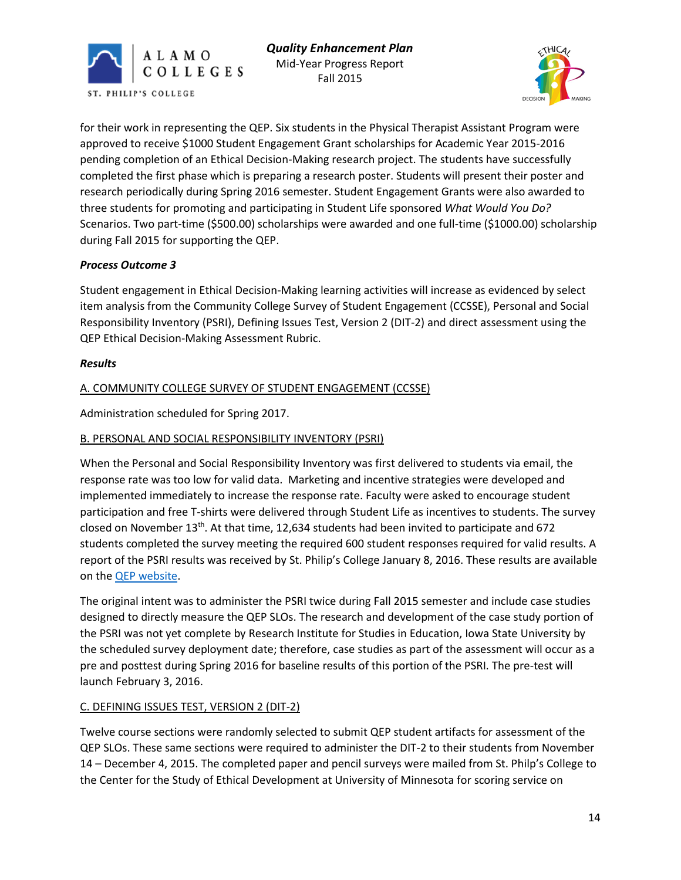for their work in representing the QEP. Six students in the Physical Therapist Assistant Program were approved to receive $1000 Student Engagement Grant scholarships for Academic Year 2015-2016 pending completion of an Ethical Decision-Making research project. The students have successfully completed the first phase which is preparing a research poster. Students will present their poster and research periodically during Spring 2016 semester. Student Engagement Grants were also awarded to three students for promoting and participating in Student Life sponsored *What Would You Do?* Scenarios. Two part-time ($500.00) scholarships were awarded and one full-time ($1000.00) scholarship during Fall 2015 for supporting the QEP.

***Process Outcome 3***

Student engagement in Ethical Decision-Making learning activities will increase as evidenced by select item analysis from the Community College Survey of Student Engagement (CCSSE), Personal and Social Responsibility Inventory (PSRI), Defining Issues Test, Version 2 (DIT-2) and direct assessment using the QEP Ethical Decision-Making Assessment Rubric.

***Results***

A. COMMUNITY COLLEGE SURVEY OF STUDENT ENGAGEMENT (CCSSE)

Administration scheduled for Spring 2017.

B. PERSONAL AND SOCIAL RESPONSIBILITY INVENTORY (PSRI)

When the Personal and Social Responsibility Inventory was first delivered to students via email, the response rate was too low for valid data. Marketing and incentive strategies were developed and implemented immediately to increase the response rate. Faculty were asked to encourage student participation and free T-shirts were delivered through Student Life as incentives to students. The survey closed on November 13th. At that time, 12,634 students had been invited to participate and 672 students completed the survey meeting the required 600 student responses required for valid results. A report of the PSRI results was received by St. Philip's College January 8, 2016. These results are available on the QEP website.

The original intent was to administer the PSRI twice during Fall 2015 semester and include case studies designed to directly measure the QEP SLOs. The research and development of the case study portion of the PSRI was not yet complete by Research Institute for Studies in Education, Iowa State University by the scheduled survey deployment date; therefore, case studies as part of the assessment will occur as a pre and posttest during Spring 2016 for baseline results of this portion of the PSRI. The pre-test will launch February 3, 2016.

C. DEFINING ISSUES TEST, VERSION 2 (DIT-2)

Twelve course sections were randomly selected to submit QEP student artifacts for assessment of the QEP SLOs. These same sections were required to administer the DIT-2 to their students from November 14 – December 4, 2015. The completed paper and pencil surveys were mailed from St. Philp's College to the Center for the Study of Ethical Development at University of Minnesota for scoring service on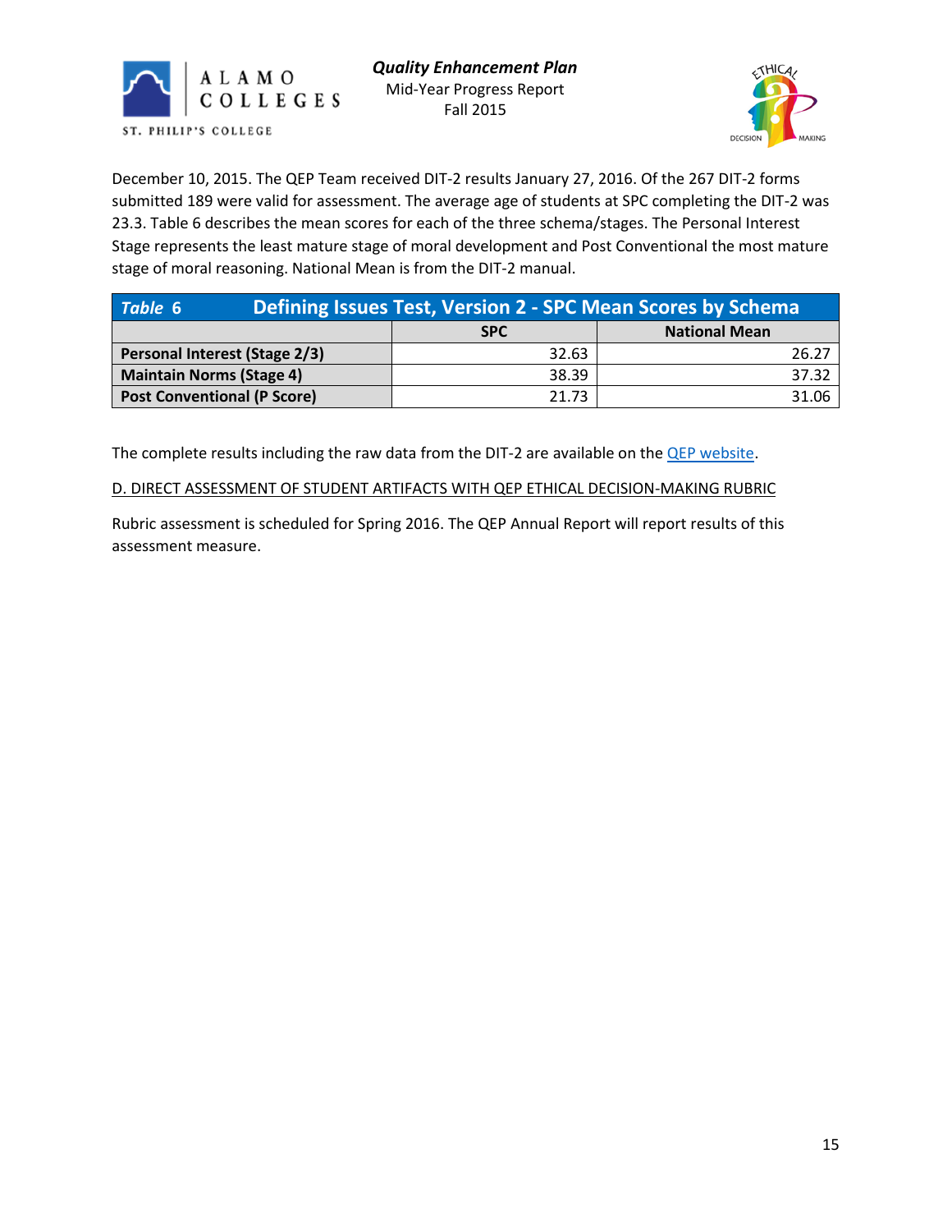December 10, 2015. The QEP Team received DIT-2 results January 27, 2016. Of the 267 DIT-2 forms submitted 189 were valid for assessment. The average age of students at SPC completing the DIT-2 was 23.3. Table 6 describes the mean scores for each of the three schema/stages. The Personal Interest Stage represents the least mature stage of moral development and Post Conventional the most mature stage of moral reasoning. National Mean is from the DIT-2 manual.

| *Table 6* | **Defining Issues Test, Version 2 - SPC Mean Scores by Schema** | |
|---|---|---|
| | **SPC** | **National Mean** |
| **Personal Interest (Stage 2/3)** | 32.63 | 26.27 |
| **Maintain Norms (Stage 4)** | 38.39 | 37.32 |
| **Post Conventional (P Score)** | 21.73 | 31.06 |

The complete results including the raw data from the DIT-2 are available on the QEP website.

D. DIRECT ASSESSMENT OF STUDENT ARTIFACTS WITH QEP ETHICAL DECISION-MAKING RUBRIC

Rubric assessment is scheduled for Spring 2016. The QEP Annual Report will report results of this assessment measure.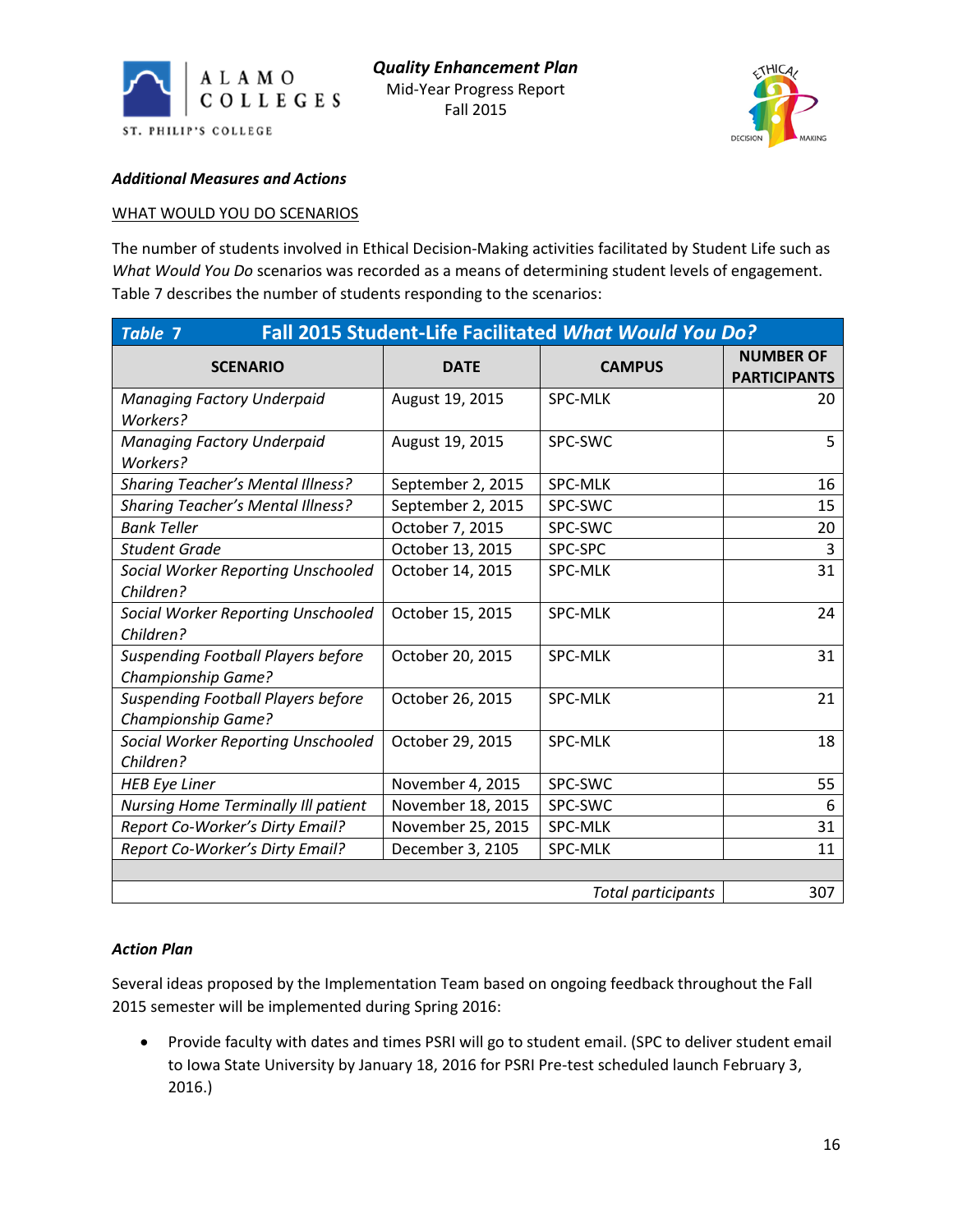***Additional Measures and Actions***

WHAT WOULD YOU DO SCENARIOS

The number of students involved in Ethical Decision-Making activities facilitated by Student Life such as *What Would You Do* scenarios was recorded as a means of determining student levels of engagement. Table 7 describes the number of students responding to the scenarios:

**Table 7 — Fall 2015 Student-Life Facilitated *What Would You Do?***

| SCENARIO | DATE | CAMPUS | NUMBER OF PARTICIPANTS |
|---|---|---|---|
| *Managing Factory Underpaid Workers?* | August 19, 2015 | SPC-MLK | 20 |
| *Managing Factory Underpaid Workers?* | August 19, 2015 | SPC-SWC | 5 |
| *Sharing Teacher's Mental Illness?* | September 2, 2015 | SPC-MLK | 16 |
| *Sharing Teacher's Mental Illness?* | September 2, 2015 | SPC-SWC | 15 |
| *Bank Teller* | October 7, 2015 | SPC-SWC | 20 |
| *Student Grade* | October 13, 2015 | SPC-SPC | 3 |
| *Social Worker Reporting Unschooled Children?* | October 14, 2015 | SPC-MLK | 31 |
| *Social Worker Reporting Unschooled Children?* | October 15, 2015 | SPC-MLK | 24 |
| *Suspending Football Players before Championship Game?* | October 20, 2015 | SPC-MLK | 31 |
| *Suspending Football Players before Championship Game?* | October 26, 2015 | SPC-MLK | 21 |
| *Social Worker Reporting Unschooled Children?* | October 29, 2015 | SPC-MLK | 18 |
| *HEB Eye Liner* | November 4, 2015 | SPC-SWC | 55 |
| *Nursing Home Terminally Ill patient* | November 18, 2015 | SPC-SWC | 6 |
| *Report Co-Worker's Dirty Email?* | November 25, 2015 | SPC-MLK | 31 |
| *Report Co-Worker's Dirty Email?* | December 3, 2105 | SPC-MLK | 11 |
| | | | |
| | | *Total participants* | 307 |

***Action Plan***

Several ideas proposed by the Implementation Team based on ongoing feedback throughout the Fall 2015 semester will be implemented during Spring 2016:

- Provide faculty with dates and times PSRI will go to student email. (SPC to deliver student email to Iowa State University by January 18, 2016 for PSRI Pre-test scheduled launch February 3, 2016.)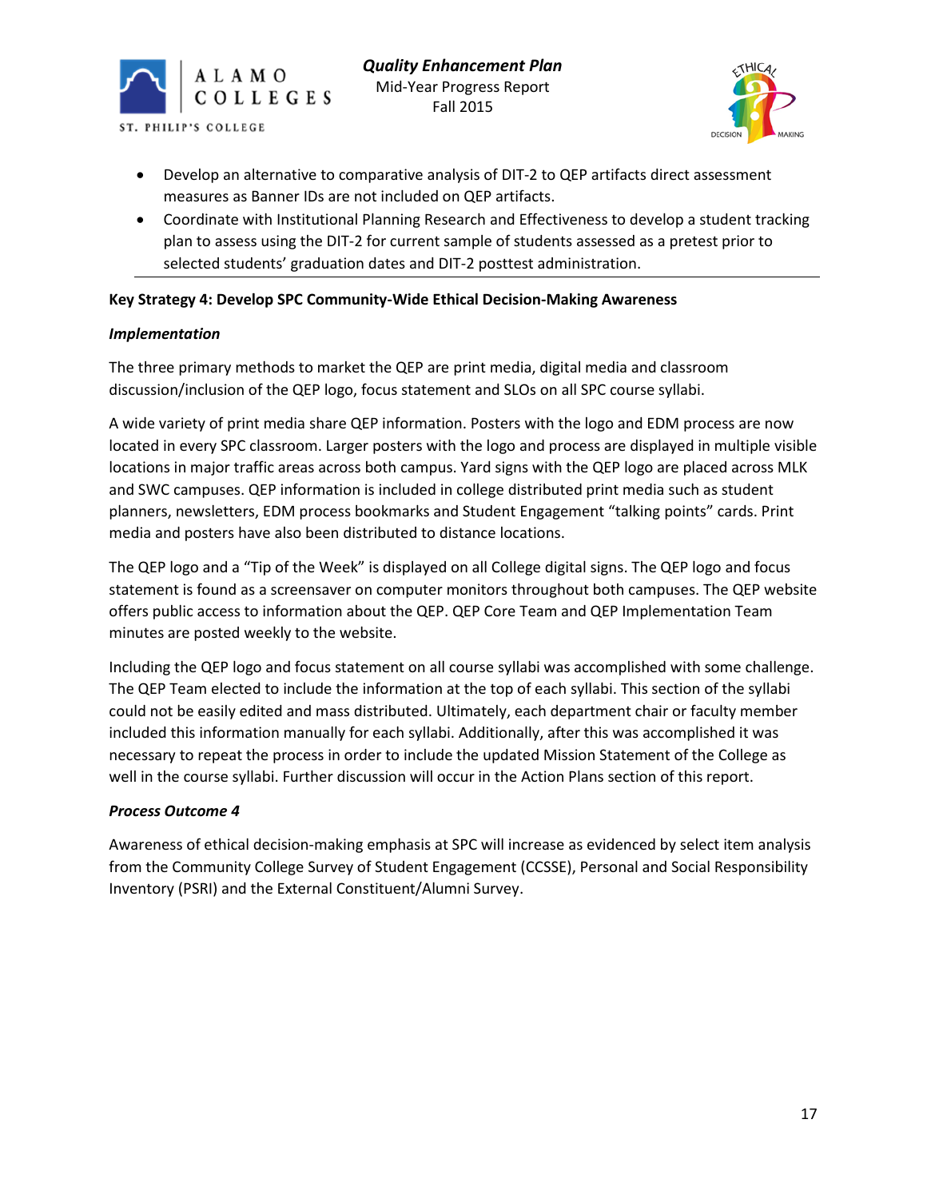- Develop an alternative to comparative analysis of DIT-2 to QEP artifacts direct assessment measures as Banner IDs are not included on QEP artifacts.
- Coordinate with Institutional Planning Research and Effectiveness to develop a student tracking plan to assess using the DIT-2 for current sample of students assessed as a pretest prior to selected students' graduation dates and DIT-2 posttest administration.

---

**Key Strategy 4: Develop SPC Community-Wide Ethical Decision-Making Awareness**

***Implementation***

The three primary methods to market the QEP are print media, digital media and classroom discussion/inclusion of the QEP logo, focus statement and SLOs on all SPC course syllabi.

A wide variety of print media share QEP information. Posters with the logo and EDM process are now located in every SPC classroom. Larger posters with the logo and process are displayed in multiple visible locations in major traffic areas across both campus. Yard signs with the QEP logo are placed across MLK and SWC campuses. QEP information is included in college distributed print media such as student planners, newsletters, EDM process bookmarks and Student Engagement "talking points" cards. Print media and posters have also been distributed to distance locations.

The QEP logo and a "Tip of the Week" is displayed on all College digital signs. The QEP logo and focus statement is found as a screensaver on computer monitors throughout both campuses. The QEP website offers public access to information about the QEP. QEP Core Team and QEP Implementation Team minutes are posted weekly to the website.

Including the QEP logo and focus statement on all course syllabi was accomplished with some challenge. The QEP Team elected to include the information at the top of each syllabi. This section of the syllabi could not be easily edited and mass distributed. Ultimately, each department chair or faculty member included this information manually for each syllabi. Additionally, after this was accomplished it was necessary to repeat the process in order to include the updated Mission Statement of the College as well in the course syllabi. Further discussion will occur in the Action Plans section of this report.

***Process Outcome 4***

Awareness of ethical decision-making emphasis at SPC will increase as evidenced by select item analysis from the Community College Survey of Student Engagement (CCSSE), Personal and Social Responsibility Inventory (PSRI) and the External Constituent/Alumni Survey.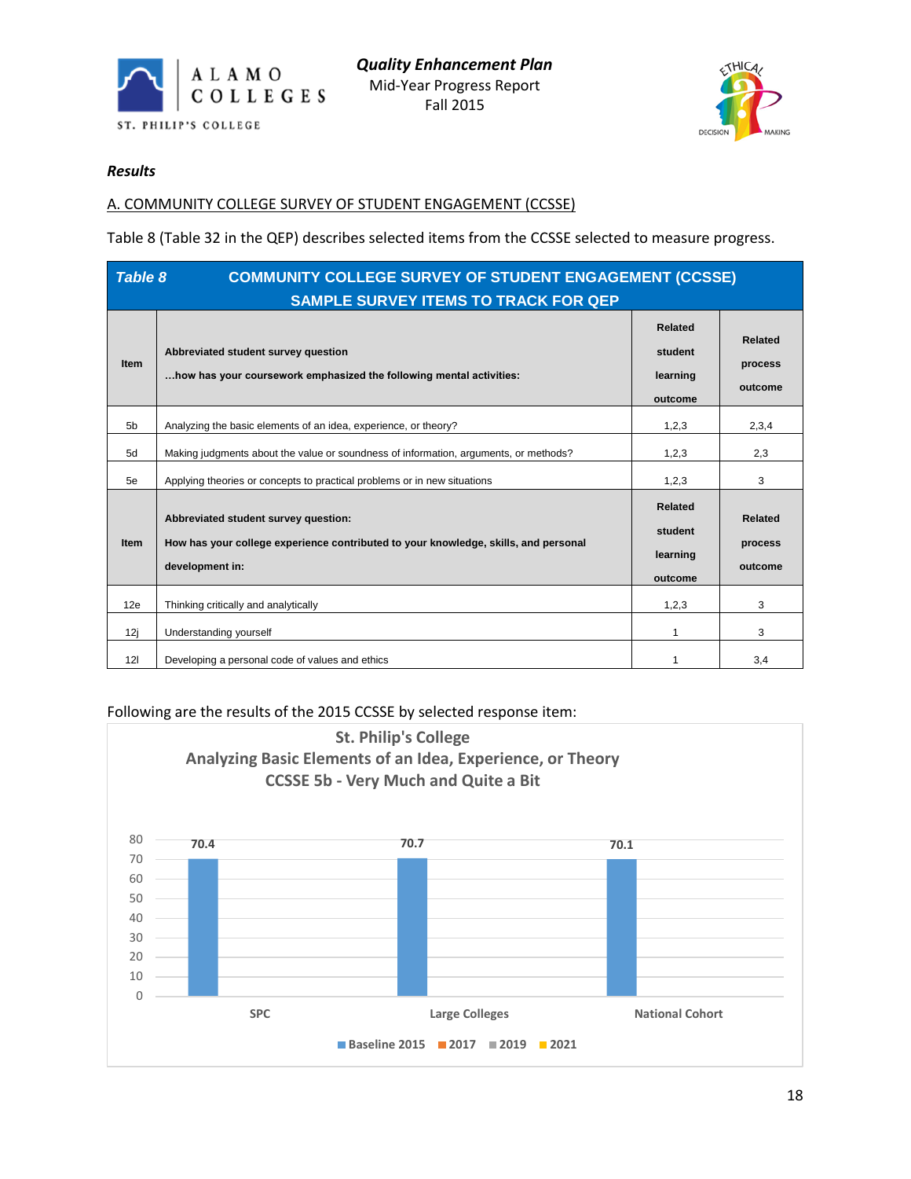### *Results*

A. COMMUNITY COLLEGE SURVEY OF STUDENT ENGAGEMENT (CCSSE)

Table 8 (Table 32 in the QEP) describes selected items from the CCSSE selected to measure progress.

| ***Table 8*** | **COMMUNITY COLLEGE SURVEY OF STUDENT ENGAGEMENT (CCSSE) SAMPLE SURVEY ITEMS TO TRACK FOR QEP** | | |
|---|---|---|---|
| **Item** | **Abbreviated student survey question …how has your coursework emphasized the following mental activities:** | **Related student learning outcome** | **Related process outcome** |
| 5b | Analyzing the basic elements of an idea, experience, or theory? | 1,2,3 | 2,3,4 |
| 5d | Making judgments about the value or soundness of information, arguments, or methods? | 1,2,3 | 2,3 |
| 5e | Applying theories or concepts to practical problems or in new situations | 1,2,3 | 3 |
| **Item** | **Abbreviated student survey question: How has your college experience contributed to your knowledge, skills, and personal development in:** | **Related student learning outcome** | **Related process outcome** |
| 12e | Thinking critically and analytically | 1,2,3 | 3 |
| 12j | Understanding yourself | 1 | 3 |
| 12l | Developing a personal code of values and ethics | 1 | 3,4 |

Following are the results of the 2015 CCSSE by selected response item:

**St. Philip's College**
**Analyzing Basic Elements of an Idea, Experience, or Theory**
**CCSSE 5b - Very Much and Quite a Bit**

| | Baseline 2015 | 2017 | 2019 | 2021 |
|---|---|---|---|---|
| SPC | 70.4 | | | |
| Large Colleges | 70.7 | | | |
| National Cohort | 70.1 | | | |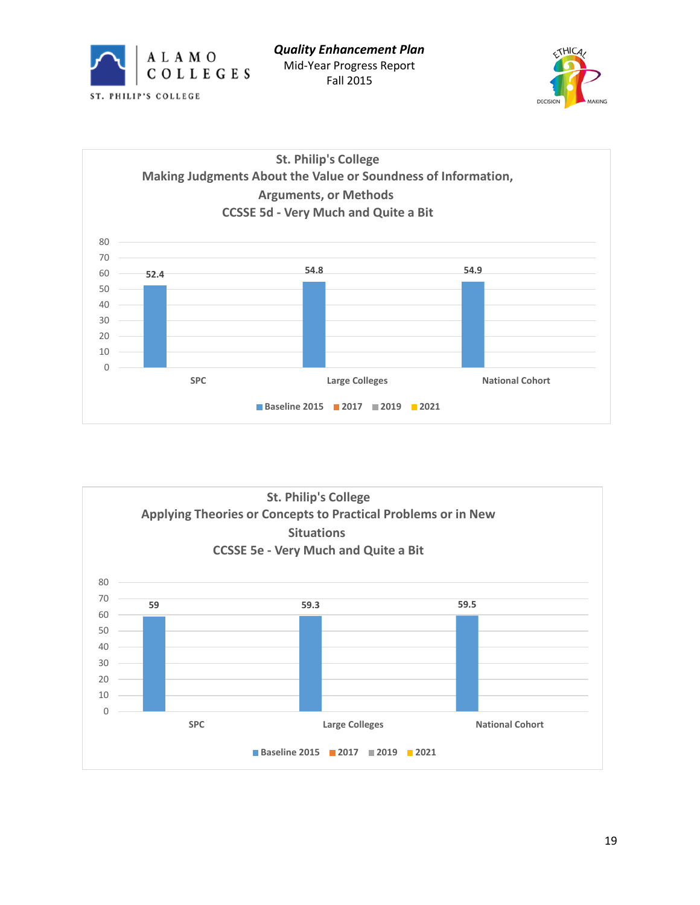**St. Philip's College**
**Making Judgments About the Value or Soundness of Information, Arguments, or Methods**
**CCSSE 5d - Very Much and Quite a Bit**

| | Baseline 2015 | 2017 | 2019 | 2021 |
|---|---|---|---|---|
| SPC | 52.4 | | | |
| Large Colleges | 54.8 | | | |
| National Cohort | 54.9 | | | |

**St. Philip's College**
**Applying Theories or Concepts to Practical Problems or in New Situations**
**CCSSE 5e - Very Much and Quite a Bit**

| | Baseline 2015 | 2017 | 2019 | 2021 |
|---|---|---|---|---|
| SPC | 59 | | | |
| Large Colleges | 59.3 | | | |
| National Cohort | 59.5 | | | |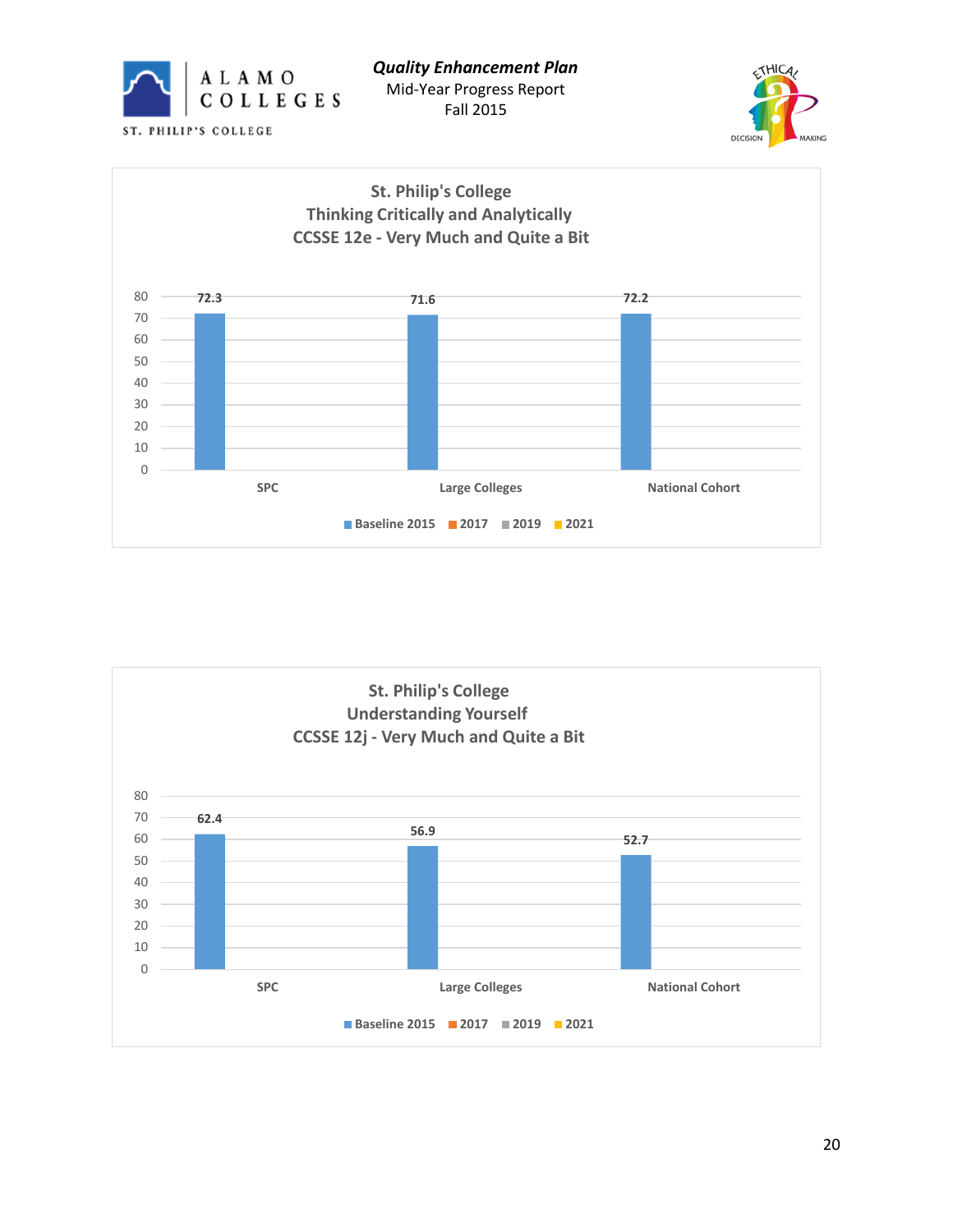**St. Philip's College**
**Thinking Critically and Analytically**
**CCSSE 12e - Very Much and Quite a Bit**

| | Baseline 2015 | 2017 | 2019 | 2021 |
|---|---|---|---|---|
| SPC | 72.3 | | | |
| Large Colleges | 71.6 | | | |
| National Cohort | 72.2 | | | |

**St. Philip's College**
**Understanding Yourself**
**CCSSE 12j - Very Much and Quite a Bit**

| | Baseline 2015 | 2017 | 2019 | 2021 |
|---|---|---|---|---|
| SPC | 62.4 | | | |
| Large Colleges | 56.9 | | | |
| National Cohort | 52.7 | | | |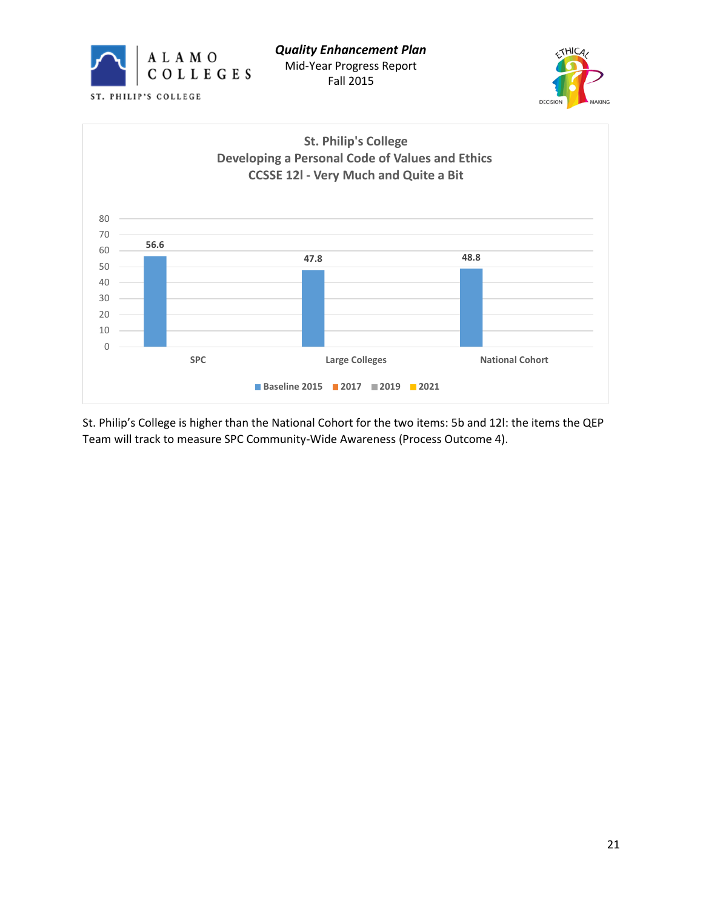**St. Philip's College**
**Developing a Personal Code of Values and Ethics**
**CCSSE 12l - Very Much and Quite a Bit**

| | Baseline 2015 | 2017 | 2019 | 2021 |
|---|---|---|---|---|
| SPC | 56.6 | | | |
| Large Colleges | 47.8 | | | |
| National Cohort | 48.8 | | | |

St. Philip's College is higher than the National Cohort for the two items: 5b and 12l: the items the QEP Team will track to measure SPC Community-Wide Awareness (Process Outcome 4).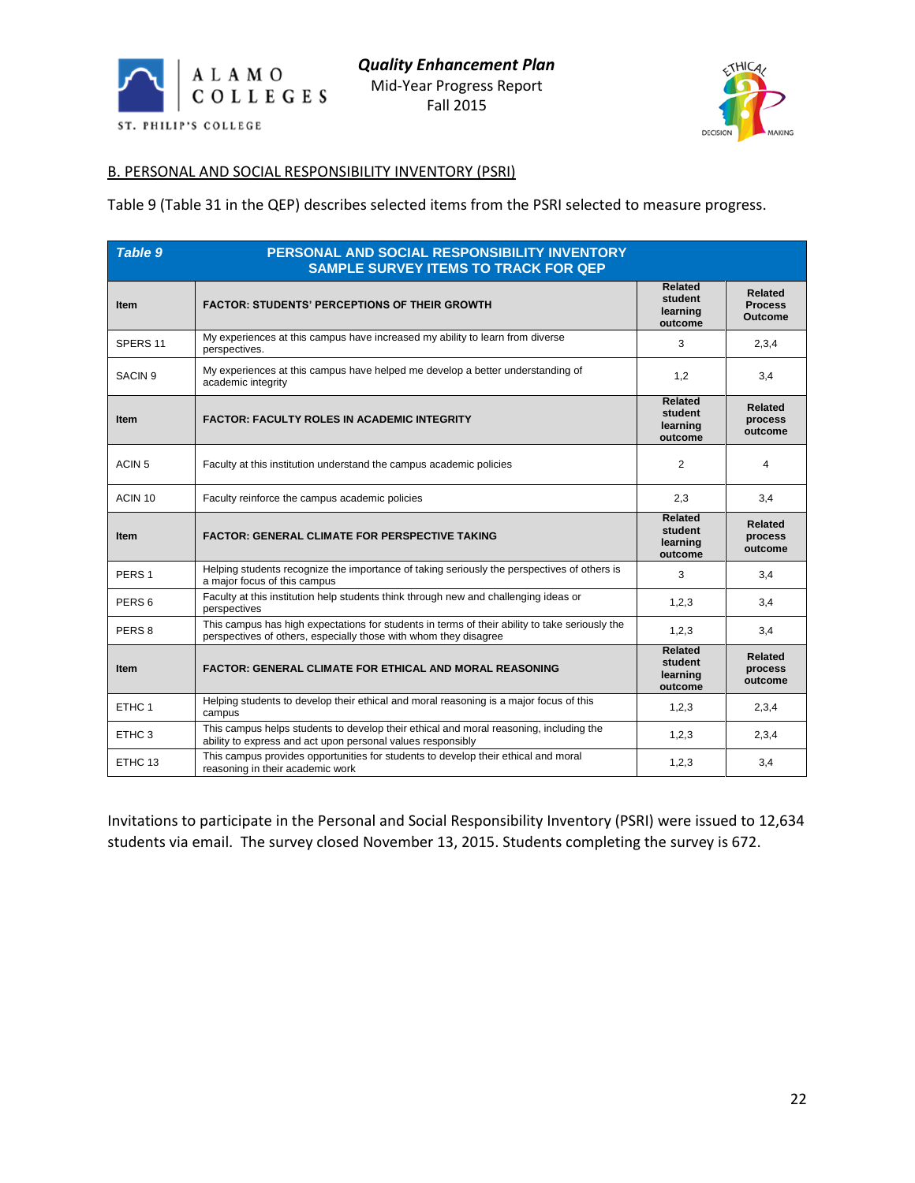## B. PERSONAL AND SOCIAL RESPONSIBILITY INVENTORY (PSRI)

Table 9 (Table 31 in the QEP) describes selected items from the PSRI selected to measure progress.

| Table 9 | PERSONAL AND SOCIAL RESPONSIBILITY INVENTORY SAMPLE SURVEY ITEMS TO TRACK FOR QEP | | |
|---|---|---|---|
| **Item** | **FACTOR: STUDENTS' PERCEPTIONS OF THEIR GROWTH** | **Related student learning outcome** | **Related Process Outcome** |
| SPERS 11 | My experiences at this campus have increased my ability to learn from diverse perspectives. | 3 | 2,3,4 |
| SACIN 9 | My experiences at this campus have helped me develop a better understanding of academic integrity | 1,2 | 3,4 |
| **Item** | **FACTOR: FACULTY ROLES IN ACADEMIC INTEGRITY** | **Related student learning outcome** | **Related process outcome** |
| ACIN 5 | Faculty at this institution understand the campus academic policies | 2 | 4 |
| ACIN 10 | Faculty reinforce the campus academic policies | 2,3 | 3,4 |
| **Item** | **FACTOR: GENERAL CLIMATE FOR PERSPECTIVE TAKING** | **Related student learning outcome** | **Related process outcome** |
| PERS 1 | Helping students recognize the importance of taking seriously the perspectives of others is a major focus of this campus | 3 | 3,4 |
| PERS 6 | Faculty at this institution help students think through new and challenging ideas or perspectives | 1,2,3 | 3,4 |
| PERS 8 | This campus has high expectations for students in terms of their ability to take seriously the perspectives of others, especially those with whom they disagree | 1,2,3 | 3,4 |
| **Item** | **FACTOR: GENERAL CLIMATE FOR ETHICAL AND MORAL REASONING** | **Related student learning outcome** | **Related process outcome** |
| ETHC 1 | Helping students to develop their ethical and moral reasoning is a major focus of this campus | 1,2,3 | 2,3,4 |
| ETHC 3 | This campus helps students to develop their ethical and moral reasoning, including the ability to express and act upon personal values responsibly | 1,2,3 | 2,3,4 |
| ETHC 13 | This campus provides opportunities for students to develop their ethical and moral reasoning in their academic work | 1,2,3 | 3,4 |

Invitations to participate in the Personal and Social Responsibility Inventory (PSRI) were issued to 12,634 students via email. The survey closed November 13, 2015. Students completing the survey is 672.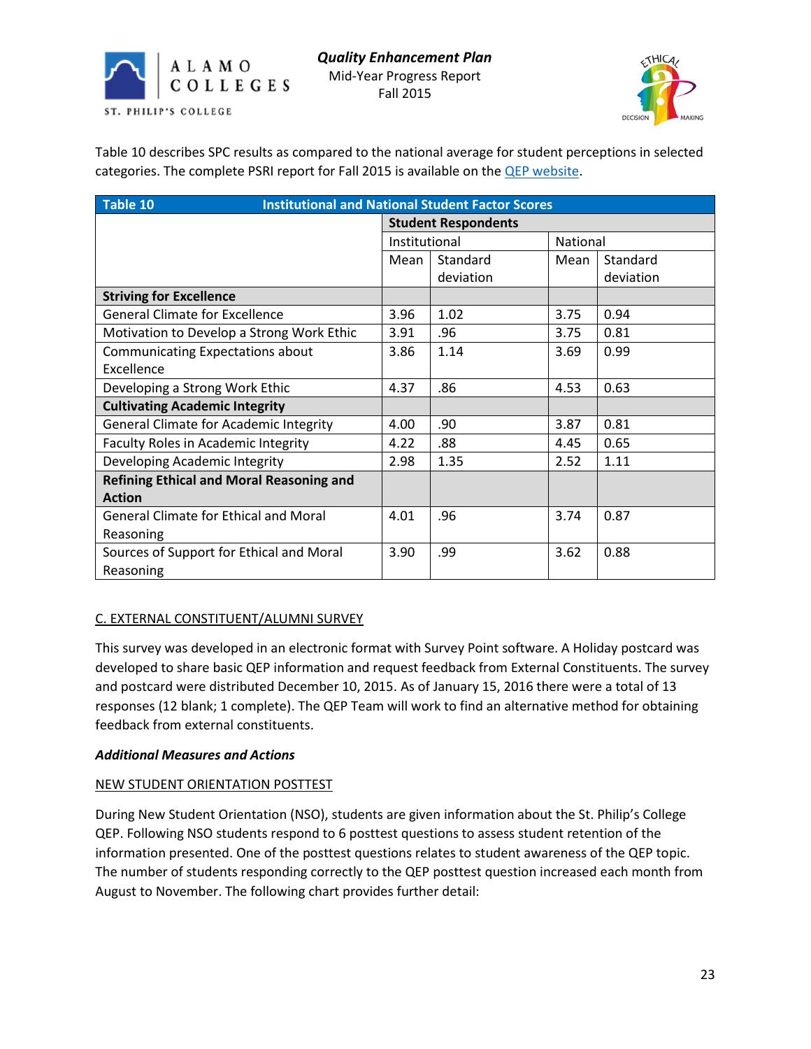Table 10 describes SPC results as compared to the national average for student perceptions in selected categories. The complete PSRI report for Fall 2015 is available on the QEP website.

| Table 10 | Institutional and National Student Factor Scores | | | |
|---|---|---|---|---|
| | Student Respondents | | | |
| | Institutional | | National | |
| | Mean | Standard deviation | Mean | Standard deviation |
| **Striving for Excellence** | | | | |
| General Climate for Excellence | 3.96 | 1.02 | 3.75 | 0.94 |
| Motivation to Develop a Strong Work Ethic | 3.91 | .96 | 3.75 | 0.81 |
| Communicating Expectations about Excellence | 3.86 | 1.14 | 3.69 | 0.99 |
| Developing a Strong Work Ethic | 4.37 | .86 | 4.53 | 0.63 |
| **Cultivating Academic Integrity** | | | | |
| General Climate for Academic Integrity | 4.00 | .90 | 3.87 | 0.81 |
| Faculty Roles in Academic Integrity | 4.22 | .88 | 4.45 | 0.65 |
| Developing Academic Integrity | 2.98 | 1.35 | 2.52 | 1.11 |
| **Refining Ethical and Moral Reasoning and Action** | | | | |
| General Climate for Ethical and Moral Reasoning | 4.01 | .96 | 3.74 | 0.87 |
| Sources of Support for Ethical and Moral Reasoning | 3.90 | .99 | 3.62 | 0.88 |

C. EXTERNAL CONSTITUENT/ALUMNI SURVEY

This survey was developed in an electronic format with Survey Point software. A Holiday postcard was developed to share basic QEP information and request feedback from External Constituents. The survey and postcard were distributed December 10, 2015. As of January 15, 2016 there were a total of 13 responses (12 blank; 1 complete). The QEP Team will work to find an alternative method for obtaining feedback from external constituents.

***Additional Measures and Actions***

NEW STUDENT ORIENTATION POSTTEST

During New Student Orientation (NSO), students are given information about the St. Philip's College QEP. Following NSO students respond to 6 posttest questions to assess student retention of the information presented. One of the posttest questions relates to student awareness of the QEP topic. The number of students responding correctly to the QEP posttest question increased each month from August to November. The following chart provides further detail: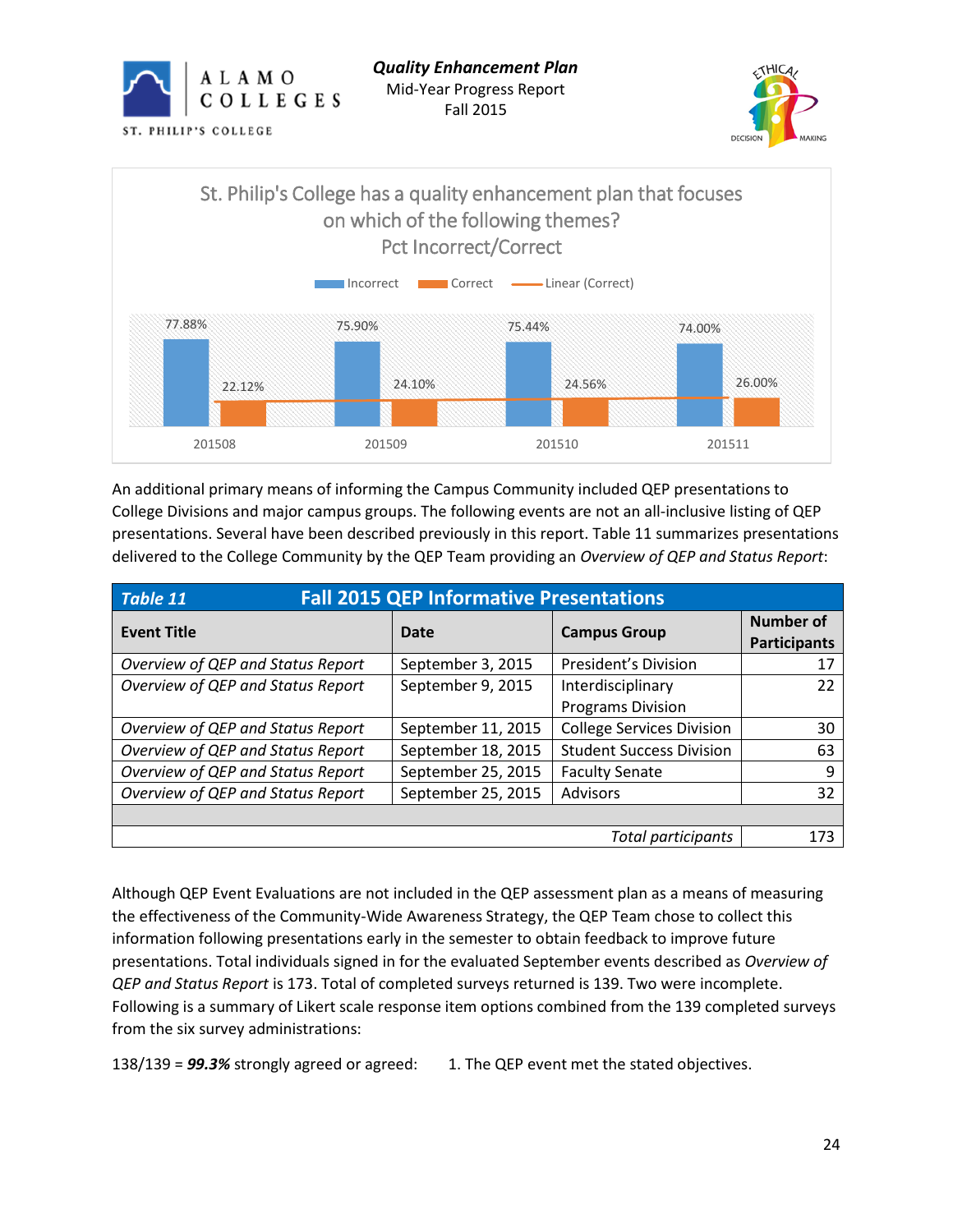St. Philip's College has a quality enhancement plan that focuses on which of the following themes?
Pct Incorrect/Correct

| | 201508 | 201509 | 201510 | 201511 |
|---|---|---|---|---|
| Incorrect | 77.88% | 75.90% | 75.44% | 74.00% |
| Correct | 22.12% | 24.10% | 24.56% | 26.00% |

An additional primary means of informing the Campus Community included QEP presentations to College Divisions and major campus groups. The following events are not an all-inclusive listing of QEP presentations. Several have been described previously in this report. Table 11 summarizes presentations delivered to the College Community by the QEP Team providing an *Overview of QEP and Status Report*:

***Table 11*** **Fall 2015 QEP Informative Presentations**

| Event Title | Date | Campus Group | Number of Participants |
|---|---|---|---|
| *Overview of QEP and Status Report* | September 3, 2015 | President's Division | 17 |
| *Overview of QEP and Status Report* | September 9, 2015 | Interdisciplinary Programs Division | 22 |
| *Overview of QEP and Status Report* | September 11, 2015 | College Services Division | 30 |
| *Overview of QEP and Status Report* | September 18, 2015 | Student Success Division | 63 |
| *Overview of QEP and Status Report* | September 25, 2015 | Faculty Senate | 9 |
| *Overview of QEP and Status Report* | September 25, 2015 | Advisors | 32 |
| | | | |
| | | *Total participants* | 173 |

Although QEP Event Evaluations are not included in the QEP assessment plan as a means of measuring the effectiveness of the Community-Wide Awareness Strategy, the QEP Team chose to collect this information following presentations early in the semester to obtain feedback to improve future presentations. Total individuals signed in for the evaluated September events described as *Overview of QEP and Status Report* is 173. Total of completed surveys returned is 139. Two were incomplete. Following is a summary of Likert scale response item options combined from the 139 completed surveys from the six survey administrations:

138/139 = ***99.3%*** strongly agreed or agreed: 1. The QEP event met the stated objectives.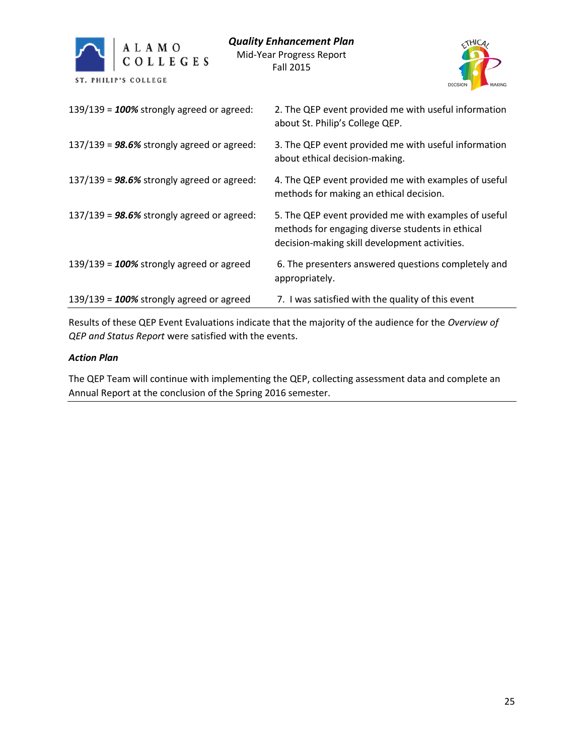| | |
|---|---|
| 139/139 = ***100%*** strongly agreed or agreed: | 2. The QEP event provided me with useful information about St. Philip's College QEP. |
| 137/139 = ***98.6%*** strongly agreed or agreed: | 3. The QEP event provided me with useful information about ethical decision-making. |
| 137/139 = ***98.6%*** strongly agreed or agreed: | 4. The QEP event provided me with examples of useful methods for making an ethical decision. |
| 137/139 = ***98.6%*** strongly agreed or agreed: | 5. The QEP event provided me with examples of useful methods for engaging diverse students in ethical decision-making skill development activities. |
| 139/139 = ***100%*** strongly agreed or agreed | 6. The presenters answered questions completely and appropriately. |
| 139/139 = ***100%*** strongly agreed or agreed | 7. I was satisfied with the quality of this event |

Results of these QEP Event Evaluations indicate that the majority of the audience for the *Overview of QEP and Status Report* were satisfied with the events.

***Action Plan***

The QEP Team will continue with implementing the QEP, collecting assessment data and complete an Annual Report at the conclusion of the Spring 2016 semester.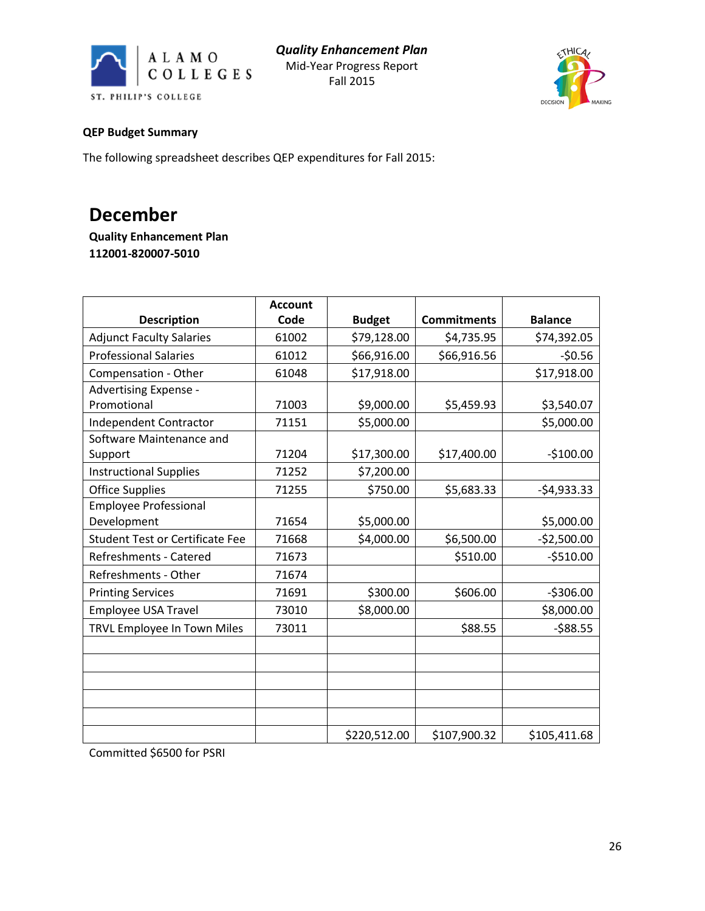**QEP Budget Summary**

The following spreadsheet describes QEP expenditures for Fall 2015:

## December

**Quality Enhancement Plan**
**112001-820007-5010**

| Description | Account Code | Budget | Commitments | Balance |
|---|---|---|---|---|
| Adjunct Faculty Salaries | 61002 | $79,128.00 | $4,735.95 | $74,392.05 |
| Professional Salaries | 61012 | $66,916.00 | $66,916.56 | -$0.56 |
| Compensation - Other | 61048 | $17,918.00 | | $17,918.00 |
| Advertising Expense - Promotional | 71003 | $9,000.00 | $5,459.93 | $3,540.07 |
| Independent Contractor | 71151 | $5,000.00 | | $5,000.00 |
| Software Maintenance and Support | 71204 | $17,300.00 | $17,400.00 | -$100.00 |
| Instructional Supplies | 71252 | $7,200.00 | | |
| Office Supplies | 71255 | $750.00 | $5,683.33 | -$4,933.33 |
| Employee Professional Development | 71654 | $5,000.00 | | $5,000.00 |
| Student Test or Certificate Fee | 71668 | $4,000.00 | $6,500.00 | -$2,500.00 |
| Refreshments - Catered | 71673 | | $510.00 | -$510.00 |
| Refreshments - Other | 71674 | | | |
| Printing Services | 71691 | $300.00 | $606.00 | -$306.00 |
| Employee USA Travel | 73010 | $8,000.00 | | $8,000.00 |
| TRVL Employee In Town Miles | 73011 | | $88.55 | -$88.55 |
| | | | | |
| | | | | |
| | | | | |
| | | | | |
| | | | | |
| | | $220,512.00 | $107,900.32 | $105,411.68 |

Committed $6500 for PSRI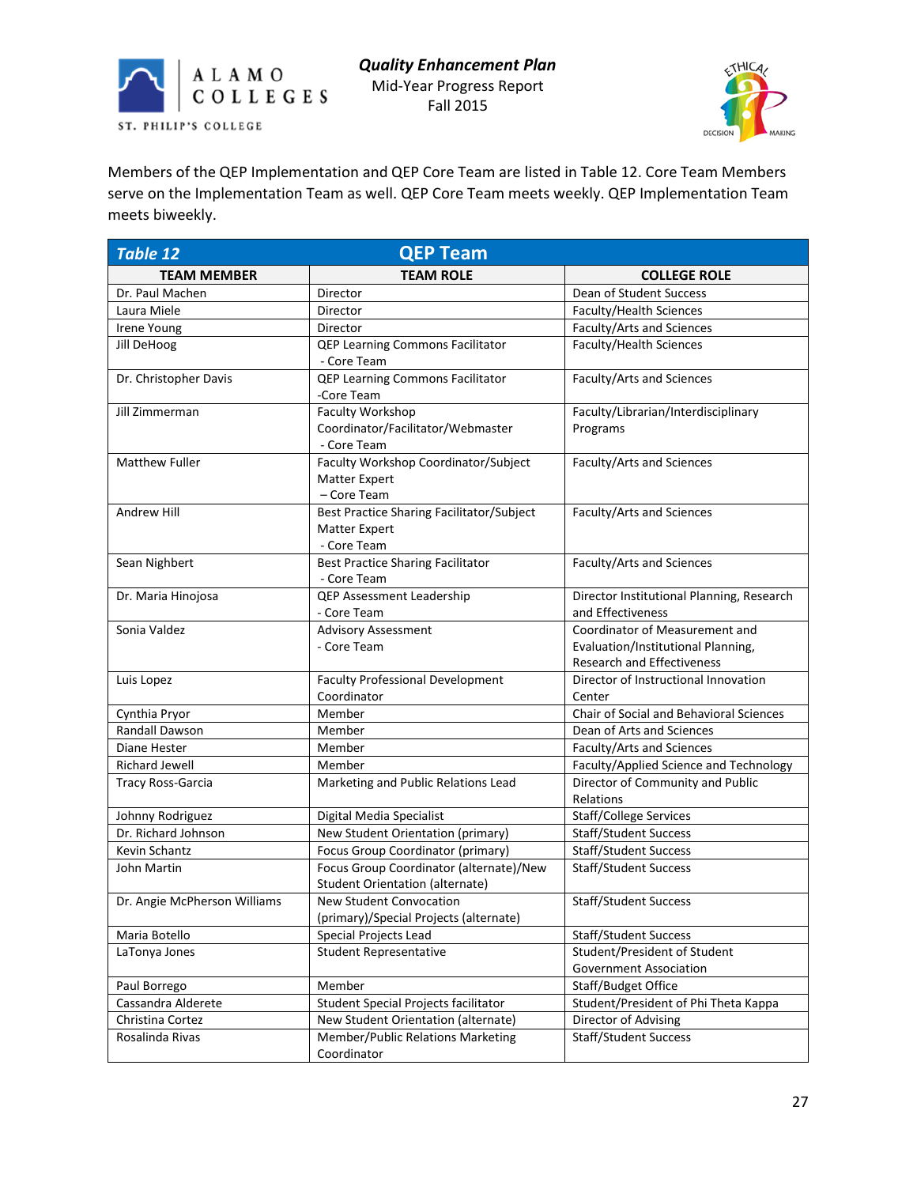Members of the QEP Implementation and QEP Core Team are listed in Table 12. Core Team Members serve on the Implementation Team as well. QEP Core Team meets weekly. QEP Implementation Team meets biweekly.

**Table 12** — **QEP Team**

| TEAM MEMBER | TEAM ROLE | COLLEGE ROLE |
|---|---|---|
| Dr. Paul Machen | Director | Dean of Student Success |
| Laura Miele | Director | Faculty/Health Sciences |
| Irene Young | Director | Faculty/Arts and Sciences |
| Jill DeHoog | QEP Learning Commons Facilitator - Core Team | Faculty/Health Sciences |
| Dr. Christopher Davis | QEP Learning Commons Facilitator -Core Team | Faculty/Arts and Sciences |
| Jill Zimmerman | Faculty Workshop Coordinator/Facilitator/Webmaster - Core Team | Faculty/Librarian/Interdisciplinary Programs |
| Matthew Fuller | Faculty Workshop Coordinator/Subject Matter Expert – Core Team | Faculty/Arts and Sciences |
| Andrew Hill | Best Practice Sharing Facilitator/Subject Matter Expert - Core Team | Faculty/Arts and Sciences |
| Sean Nighbert | Best Practice Sharing Facilitator - Core Team | Faculty/Arts and Sciences |
| Dr. Maria Hinojosa | QEP Assessment Leadership - Core Team | Director Institutional Planning, Research and Effectiveness |
| Sonia Valdez | Advisory Assessment - Core Team | Coordinator of Measurement and Evaluation/Institutional Planning, Research and Effectiveness |
| Luis Lopez | Faculty Professional Development Coordinator | Director of Instructional Innovation Center |
| Cynthia Pryor | Member | Chair of Social and Behavioral Sciences |
| Randall Dawson | Member | Dean of Arts and Sciences |
| Diane Hester | Member | Faculty/Arts and Sciences |
| Richard Jewell | Member | Faculty/Applied Science and Technology |
| Tracy Ross-Garcia | Marketing and Public Relations Lead | Director of Community and Public Relations |
| Johnny Rodriguez | Digital Media Specialist | Staff/College Services |
| Dr. Richard Johnson | New Student Orientation (primary) | Staff/Student Success |
| Kevin Schantz | Focus Group Coordinator (primary) | Staff/Student Success |
| John Martin | Focus Group Coordinator (alternate)/New Student Orientation (alternate) | Staff/Student Success |
| Dr. Angie McPherson Williams | New Student Convocation (primary)/Special Projects (alternate) | Staff/Student Success |
| Maria Botello | Special Projects Lead | Staff/Student Success |
| LaTonya Jones | Student Representative | Student/President of Student Government Association |
| Paul Borrego | Member | Staff/Budget Office |
| Cassandra Alderete | Student Special Projects facilitator | Student/President of Phi Theta Kappa |
| Christina Cortez | New Student Orientation (alternate) | Director of Advising |
| Rosalinda Rivas | Member/Public Relations Marketing Coordinator | Staff/Student Success |